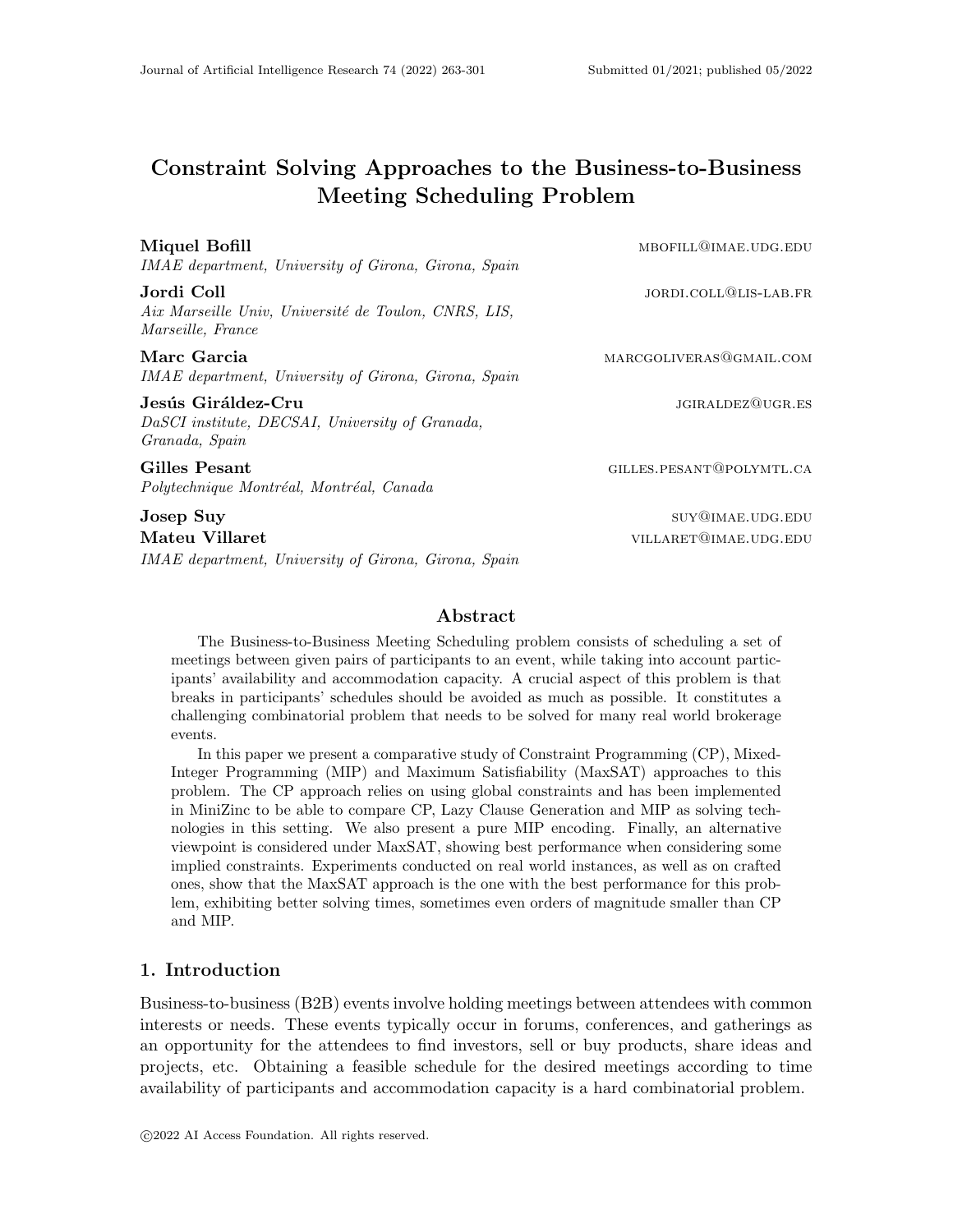# Constraint Solving Approaches to the Business-to-Business Meeting Scheduling Problem

**Miquel Bofill** MBOFILL@IMAE.UDG.EDU
*IMAE department, University of Girona, Girona, Spain*

**Jordi Coll** JORDI.COLL@LIS-LAB.FR
*Aix Marseille Univ, Université de Toulon, CNRS, LIS, Marseille, France*

**Marc Garcia** MARCGOLIVERAS@GMAIL.COM
*IMAE department, University of Girona, Girona, Spain*

**Jesús Giráldez-Cru** JGIRALDEZ@UGR.ES
*DaSCI institute, DECSAI, University of Granada, Granada, Spain*

**Gilles Pesant** GILLES.PESANT@POLYMTL.CA
*Polytechnique Montréal, Montréal, Canada*

**Josep Suy** SUY@IMAE.UDG.EDU
**Mateu Villaret** VILLARET@IMAE.UDG.EDU
*IMAE department, University of Girona, Girona, Spain*

## Abstract

The Business-to-Business Meeting Scheduling problem consists of scheduling a set of meetings between given pairs of participants to an event, while taking into account participants' availability and accommodation capacity. A crucial aspect of this problem is that breaks in participants' schedules should be avoided as much as possible. It constitutes a challenging combinatorial problem that needs to be solved for many real world brokerage events.

In this paper we present a comparative study of Constraint Programming (CP), Mixed-Integer Programming (MIP) and Maximum Satisfiability (MaxSAT) approaches to this problem. The CP approach relies on using global constraints and has been implemented in MiniZinc to be able to compare CP, Lazy Clause Generation and MIP as solving technologies in this setting. We also present a pure MIP encoding. Finally, an alternative viewpoint is considered under MaxSAT, showing best performance when considering some implied constraints. Experiments conducted on real world instances, as well as on crafted ones, show that the MaxSAT approach is the one with the best performance for this problem, exhibiting better solving times, sometimes even orders of magnitude smaller than CP and MIP.

## 1. Introduction

Business-to-business (B2B) events involve holding meetings between attendees with common interests or needs. These events typically occur in forums, conferences, and gatherings as an opportunity for the attendees to find investors, sell or buy products, share ideas and projects, etc. Obtaining a feasible schedule for the desired meetings according to time availability of participants and accommodation capacity is a hard combinatorial problem.

©2022 AI Access Foundation. All rights reserved.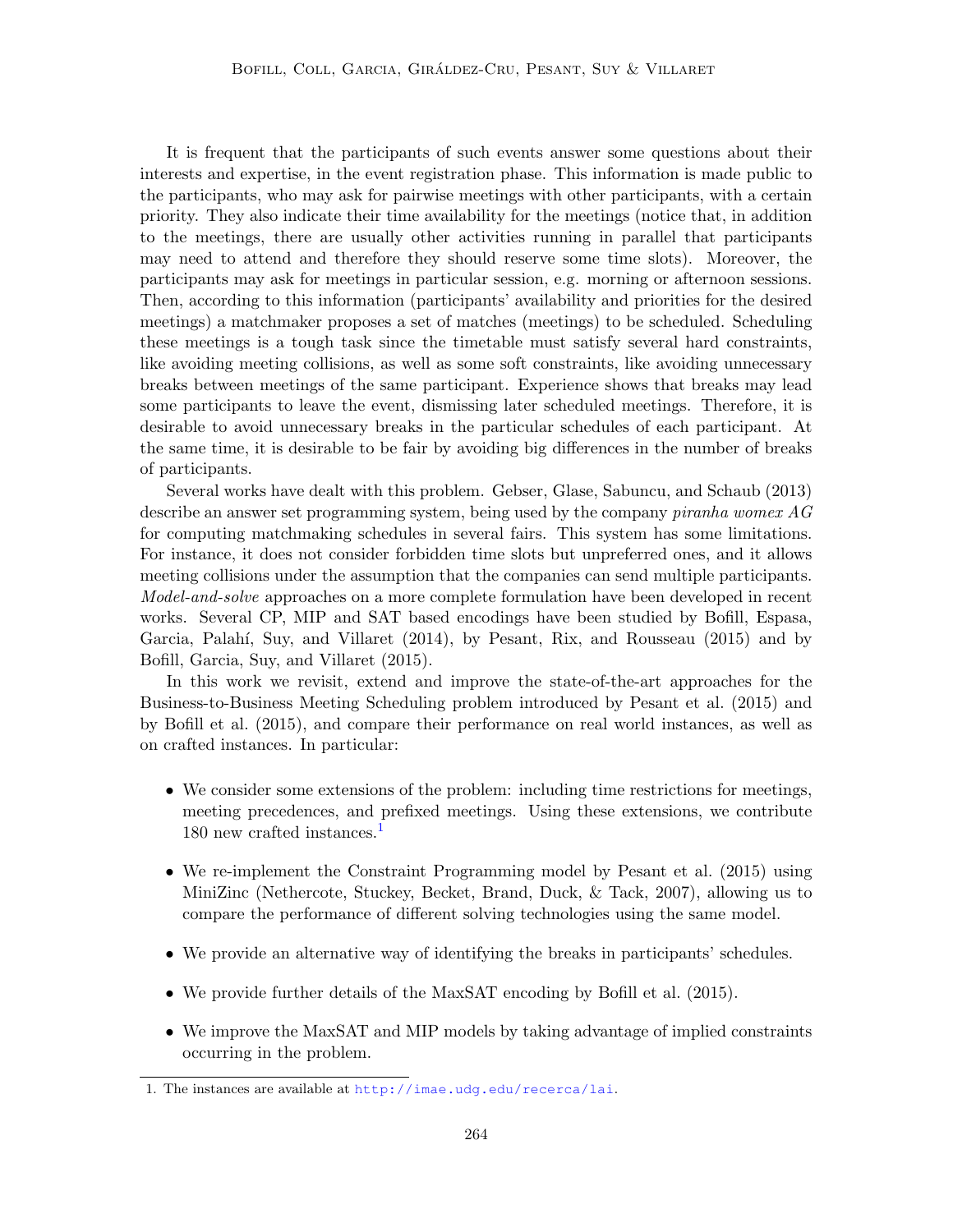It is frequent that the participants of such events answer some questions about their interests and expertise, in the event registration phase. This information is made public to the participants, who may ask for pairwise meetings with other participants, with a certain priority. They also indicate their time availability for the meetings (notice that, in addition to the meetings, there are usually other activities running in parallel that participants may need to attend and therefore they should reserve some time slots). Moreover, the participants may ask for meetings in particular session, e.g. morning or afternoon sessions. Then, according to this information (participants' availability and priorities for the desired meetings) a matchmaker proposes a set of matches (meetings) to be scheduled. Scheduling these meetings is a tough task since the timetable must satisfy several hard constraints, like avoiding meeting collisions, as well as some soft constraints, like avoiding unnecessary breaks between meetings of the same participant. Experience shows that breaks may lead some participants to leave the event, dismissing later scheduled meetings. Therefore, it is desirable to avoid unnecessary breaks in the particular schedules of each participant. At the same time, it is desirable to be fair by avoiding big differences in the number of breaks of participants.

Several works have dealt with this problem. Gebser, Glase, Sabuncu, and Schaub (2013) describe an answer set programming system, being used by the company *piranha womex AG* for computing matchmaking schedules in several fairs. This system has some limitations. For instance, it does not consider forbidden time slots but unpreferred ones, and it allows meeting collisions under the assumption that the companies can send multiple participants. *Model-and-solve* approaches on a more complete formulation have been developed in recent works. Several CP, MIP and SAT based encodings have been studied by Bofill, Espasa, Garcia, Palahí, Suy, and Villaret (2014), by Pesant, Rix, and Rousseau (2015) and by Bofill, Garcia, Suy, and Villaret (2015).

In this work we revisit, extend and improve the state-of-the-art approaches for the Business-to-Business Meeting Scheduling problem introduced by Pesant et al. (2015) and by Bofill et al. (2015), and compare their performance on real world instances, as well as on crafted instances. In particular:

- We consider some extensions of the problem: including time restrictions for meetings, meeting precedences, and prefixed meetings. Using these extensions, we contribute 180 new crafted instances.[1]
- We re-implement the Constraint Programming model by Pesant et al. (2015) using MiniZinc (Nethercote, Stuckey, Becket, Brand, Duck, & Tack, 2007), allowing us to compare the performance of different solving technologies using the same model.
- We provide an alternative way of identifying the breaks in participants' schedules.
- We provide further details of the MaxSAT encoding by Bofill et al. (2015).
- We improve the MaxSAT and MIP models by taking advantage of implied constraints occurring in the problem.

1. The instances are available at http://imae.udg.edu/recerca/lai.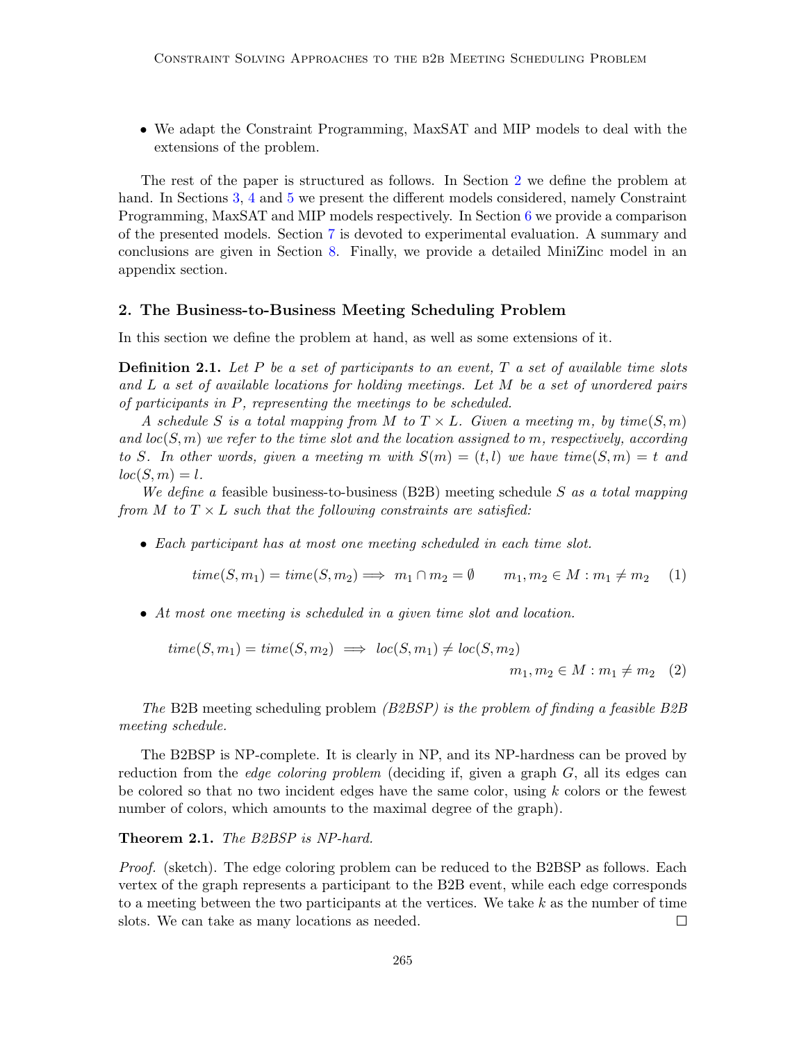- We adapt the Constraint Programming, MaxSAT and MIP models to deal with the extensions of the problem.

The rest of the paper is structured as follows. In Section 2 we define the problem at hand. In Sections 3, 4 and 5 we present the different models considered, namely Constraint Programming, MaxSAT and MIP models respectively. In Section 6 we provide a comparison of the presented models. Section 7 is devoted to experimental evaluation. A summary and conclusions are given in Section 8. Finally, we provide a detailed MiniZinc model in an appendix section.

## 2. The Business-to-Business Meeting Scheduling Problem

In this section we define the problem at hand, as well as some extensions of it.

**Definition 2.1.** *Let $P$ be a set of participants to an event, $T$ a set of available time slots and $L$ a set of available locations for holding meetings. Let $M$ be a set of unordered pairs of participants in $P$, representing the meetings to be scheduled.*

*A schedule $S$ is a total mapping from $M$ to $T \times L$. Given a meeting $m$, by $time(S, m)$ and $loc(S, m)$ we refer to the time slot and the location assigned to $m$, respectively, according to $S$. In other words, given a meeting $m$ with $S(m) = (t, l)$ we have $time(S, m) = t$ and $loc(S, m) = l$.*

*We define a* feasible business-to-business (B2B) meeting schedule *$S$ as a total mapping from $M$ to $T \times L$ such that the following constraints are satisfied:*

- *Each participant has at most one meeting scheduled in each time slot.*

$$time(S, m_1) = time(S, m_2) \implies m_1 \cap m_2 = \emptyset \qquad m_1, m_2 \in M : m_1 \neq m_2 \quad (1)$$

- *At most one meeting is scheduled in a given time slot and location.*

$$time(S, m_1) = time(S, m_2) \implies loc(S, m_1) \neq loc(S, m_2) \qquad m_1, m_2 \in M : m_1 \neq m_2 \quad (2)$$

*The* B2B meeting scheduling problem *(B2BSP) is the problem of finding a feasible B2B meeting schedule.*

The B2BSP is NP-complete. It is clearly in NP, and its NP-hardness can be proved by reduction from the *edge coloring problem* (deciding if, given a graph $G$, all its edges can be colored so that no two incident edges have the same color, using $k$ colors or the fewest number of colors, which amounts to the maximal degree of the graph).

**Theorem 2.1.** *The B2BSP is NP-hard.*

*Proof.* (sketch). The edge coloring problem can be reduced to the B2BSP as follows. Each vertex of the graph represents a participant to the B2B event, while each edge corresponds to a meeting between the two participants at the vertices. We take $k$ as the number of time slots. We can take as many locations as needed. □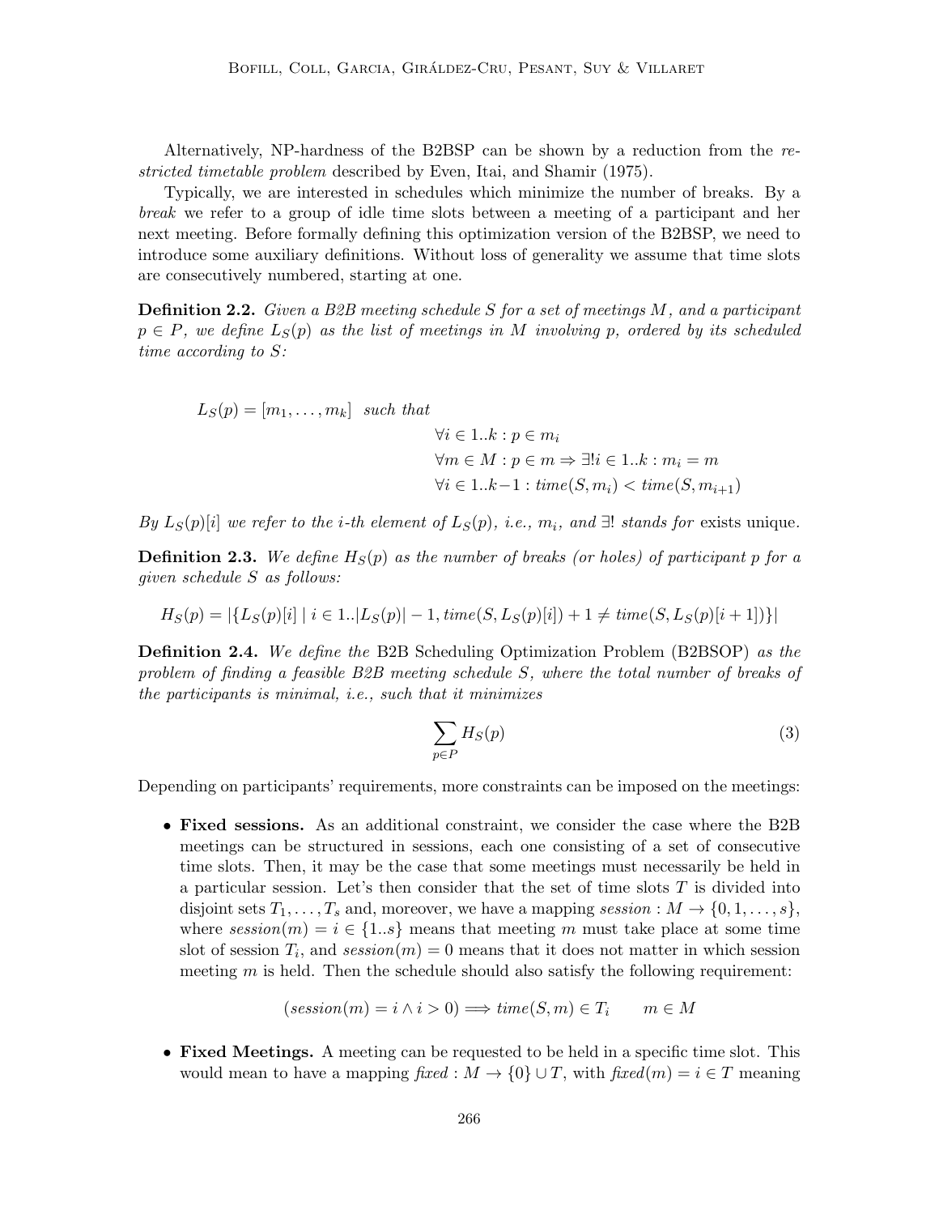Alternatively, NP-hardness of the B2BSP can be shown by a reduction from the *restricted timetable problem* described by Even, Itai, and Shamir (1975).

Typically, we are interested in schedules which minimize the number of breaks. By a *break* we refer to a group of idle time slots between a meeting of a participant and her next meeting. Before formally defining this optimization version of the B2BSP, we need to introduce some auxiliary definitions. Without loss of generality we assume that time slots are consecutively numbered, starting at one.

**Definition 2.2.** *Given a B2B meeting schedule $S$ for a set of meetings $M$, and a participant $p \in P$, we define $L_S(p)$ as the list of meetings in $M$ involving $p$, ordered by its scheduled time according to $S$:*

$$
\begin{aligned}
L_S(p) = [m_1, \ldots, m_k] \ \ \textit{such that} \qquad & \\
& \forall i \in 1..k : p \in m_i \\
& \forall m \in M : p \in m \Rightarrow \exists! i \in 1..k : m_i = m \\
& \forall i \in 1..k{-}1 : \mathit{time}(S, m_i) < \mathit{time}(S, m_{i+1})
\end{aligned}
$$

*By $L_S(p)[i]$ we refer to the $i$-th element of $L_S(p)$, i.e., $m_i$, and $\exists!$ stands for* exists unique*.*

**Definition 2.3.** *We define $H_S(p)$ as the number of breaks (or holes) of participant $p$ for a given schedule $S$ as follows:*

$$
H_S(p) = |\{L_S(p)[i] \mid i \in 1..|L_S(p)| - 1, \mathit{time}(S, L_S(p)[i]) + 1 \neq \mathit{time}(S, L_S(p)[i+1])\}|
$$

**Definition 2.4.** *We define the* B2B Scheduling Optimization Problem (B2BSOP) *as the problem of finding a feasible B2B meeting schedule $S$, where the total number of breaks of the participants is minimal, i.e., such that it minimizes*

$$
\sum_{p \in P} H_S(p) \tag{3}
$$

Depending on participants' requirements, more constraints can be imposed on the meetings:

- **Fixed sessions.** As an additional constraint, we consider the case where the B2B meetings can be structured in sessions, each one consisting of a set of consecutive time slots. Then, it may be the case that some meetings must necessarily be held in a particular session. Let's then consider that the set of time slots $T$ is divided into disjoint sets $T_1, \ldots, T_s$ and, moreover, we have a mapping $\mathit{session} : M \to \{0, 1, \ldots, s\}$, where $\mathit{session}(m) = i \in \{1..s\}$ means that meeting $m$ must take place at some time slot of session $T_i$, and $\mathit{session}(m) = 0$ means that it does not matter in which session meeting $m$ is held. Then the schedule should also satisfy the following requirement:

$$
(\mathit{session}(m) = i \wedge i > 0) \Longrightarrow \mathit{time}(S, m) \in T_i \qquad m \in M
$$

- **Fixed Meetings.** A meeting can be requested to be held in a specific time slot. This would mean to have a mapping $\mathit{fixed} : M \to \{0\} \cup T$, with $\mathit{fixed}(m) = i \in T$ meaning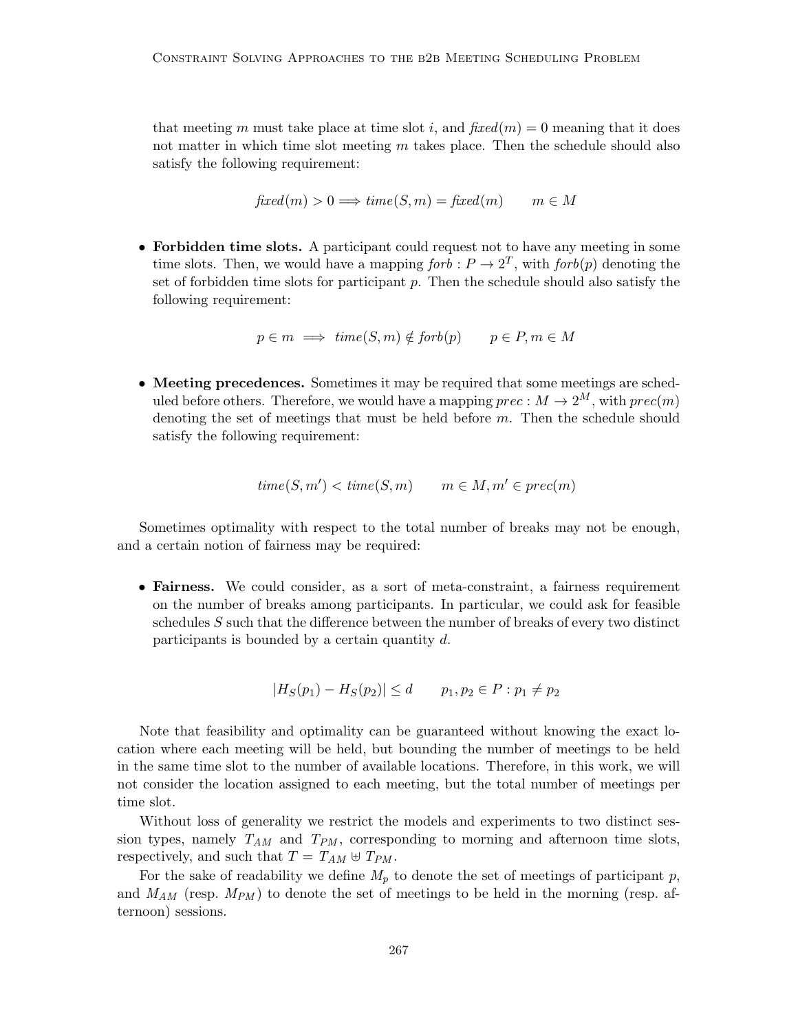that meeting $m$ must take place at time slot $i$, and $\mathit{fixed}(m) = 0$ meaning that it does not matter in which time slot meeting $m$ takes place. Then the schedule should also satisfy the following requirement:

$$\mathit{fixed}(m) > 0 \Longrightarrow \mathit{time}(S, m) = \mathit{fixed}(m) \qquad m \in M$$

- **Forbidden time slots.** A participant could request not to have any meeting in some time slots. Then, we would have a mapping $\mathit{forb} : P \to 2^T$, with $\mathit{forb}(p)$ denoting the set of forbidden time slots for participant $p$. Then the schedule should also satisfy the following requirement:

$$p \in m \implies \mathit{time}(S, m) \notin \mathit{forb}(p) \qquad p \in P, m \in M$$

- **Meeting precedences.** Sometimes it may be required that some meetings are scheduled before others. Therefore, we would have a mapping $\mathit{prec} : M \to 2^M$, with $\mathit{prec}(m)$ denoting the set of meetings that must be held before $m$. Then the schedule should satisfy the following requirement:

$$\mathit{time}(S, m') < \mathit{time}(S, m) \qquad m \in M, m' \in \mathit{prec}(m)$$

Sometimes optimality with respect to the total number of breaks may not be enough, and a certain notion of fairness may be required:

- **Fairness.** We could consider, as a sort of meta-constraint, a fairness requirement on the number of breaks among participants. In particular, we could ask for feasible schedules $S$ such that the difference between the number of breaks of every two distinct participants is bounded by a certain quantity $d$.

$$|H_S(p_1) - H_S(p_2)| \leq d \qquad p_1, p_2 \in P : p_1 \neq p_2$$

Note that feasibility and optimality can be guaranteed without knowing the exact location where each meeting will be held, but bounding the number of meetings to be held in the same time slot to the number of available locations. Therefore, in this work, we will not consider the location assigned to each meeting, but the total number of meetings per time slot.

Without loss of generality we restrict the models and experiments to two distinct session types, namely $T_{AM}$ and $T_{PM}$, corresponding to morning and afternoon time slots, respectively, and such that $T = T_{AM} \uplus T_{PM}$.

For the sake of readability we define $M_p$ to denote the set of meetings of participant $p$, and $M_{AM}$ (resp. $M_{PM}$) to denote the set of meetings to be held in the morning (resp. afternoon) sessions.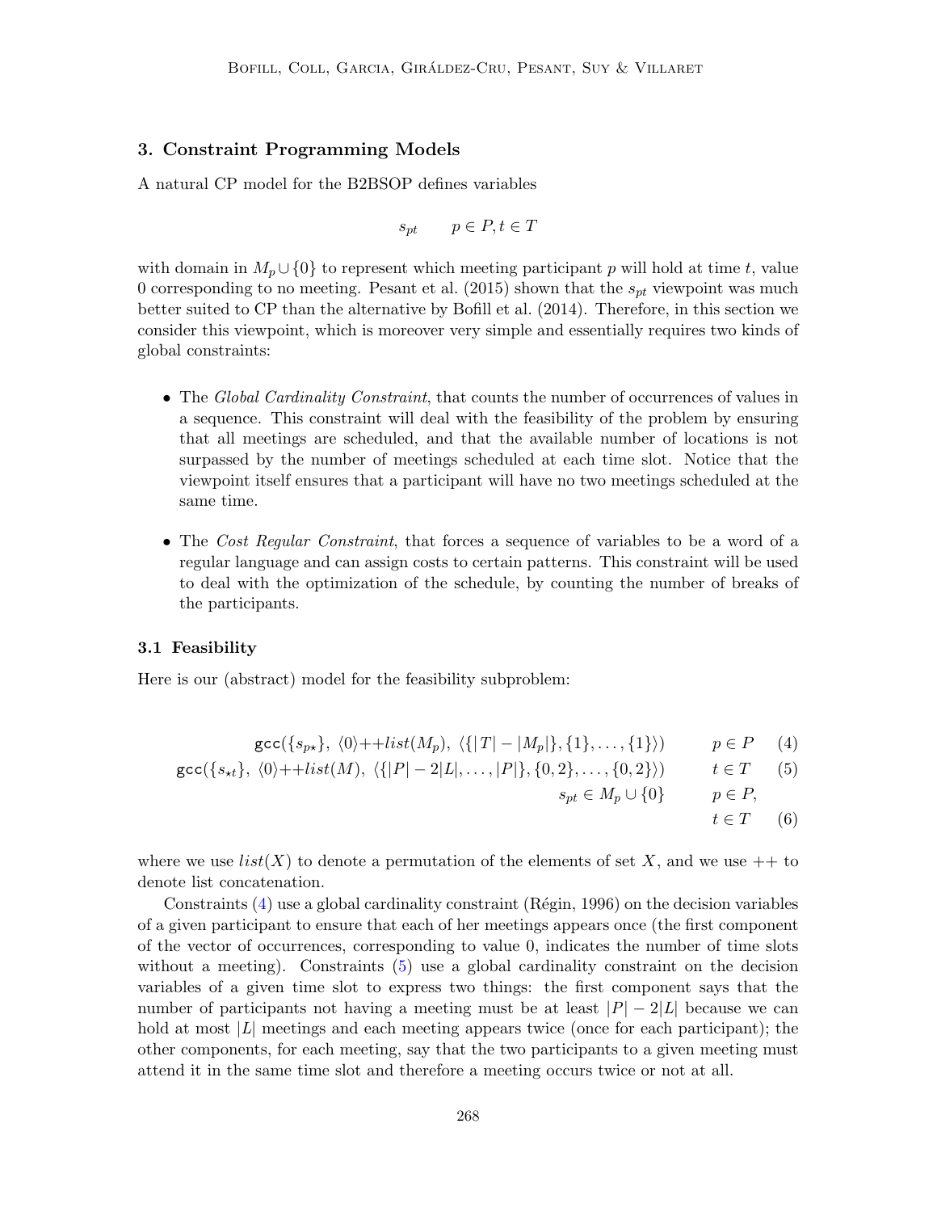## 3. Constraint Programming Models

A natural CP model for the B2BSOP defines variables

$$s_{pt} \qquad p \in P, t \in T$$

with domain in $M_p \cup \{0\}$ to represent which meeting participant $p$ will hold at time $t$, value 0 corresponding to no meeting. Pesant et al. (2015) shown that the $s_{pt}$ viewpoint was much better suited to CP than the alternative by Bofill et al. (2014). Therefore, in this section we consider this viewpoint, which is moreover very simple and essentially requires two kinds of global constraints:

- The *Global Cardinality Constraint*, that counts the number of occurrences of values in a sequence. This constraint will deal with the feasibility of the problem by ensuring that all meetings are scheduled, and that the available number of locations is not surpassed by the number of meetings scheduled at each time slot. Notice that the viewpoint itself ensures that a participant will have no two meetings scheduled at the same time.
- The *Cost Regular Constraint*, that forces a sequence of variables to be a word of a regular language and can assign costs to certain patterns. This constraint will be used to deal with the optimization of the schedule, by counting the number of breaks of the participants.

### 3.1 Feasibility

Here is our (abstract) model for the feasibility subproblem:

$$\texttt{gcc}(\{s_{p\star}\},\ \langle 0\rangle {++} list(M_p),\ \langle\{|T|-|M_p|\},\{1\},\ldots,\{1\}\rangle) \qquad p \in P \quad (4)$$

$$\texttt{gcc}(\{s_{\star t}\},\ \langle 0\rangle {++} list(M),\ \langle\{|P|-2|L|,\ldots,|P|\},\{0,2\},\ldots,\{0,2\}\rangle) \qquad t \in T \quad (5)$$

$$s_{pt} \in M_p \cup \{0\} \qquad p \in P,\ t \in T \quad (6)$$

where we use $list(X)$ to denote a permutation of the elements of set $X$, and we use ++ to denote list concatenation.

Constraints (4) use a global cardinality constraint (Régin, 1996) on the decision variables of a given participant to ensure that each of her meetings appears once (the first component of the vector of occurrences, corresponding to value 0, indicates the number of time slots without a meeting). Constraints (5) use a global cardinality constraint on the decision variables of a given time slot to express two things: the first component says that the number of participants not having a meeting must be at least $|P| - 2|L|$ because we can hold at most $|L|$ meetings and each meeting appears twice (once for each participant); the other components, for each meeting, say that the two participants to a given meeting must attend it in the same time slot and therefore a meeting occurs twice or not at all.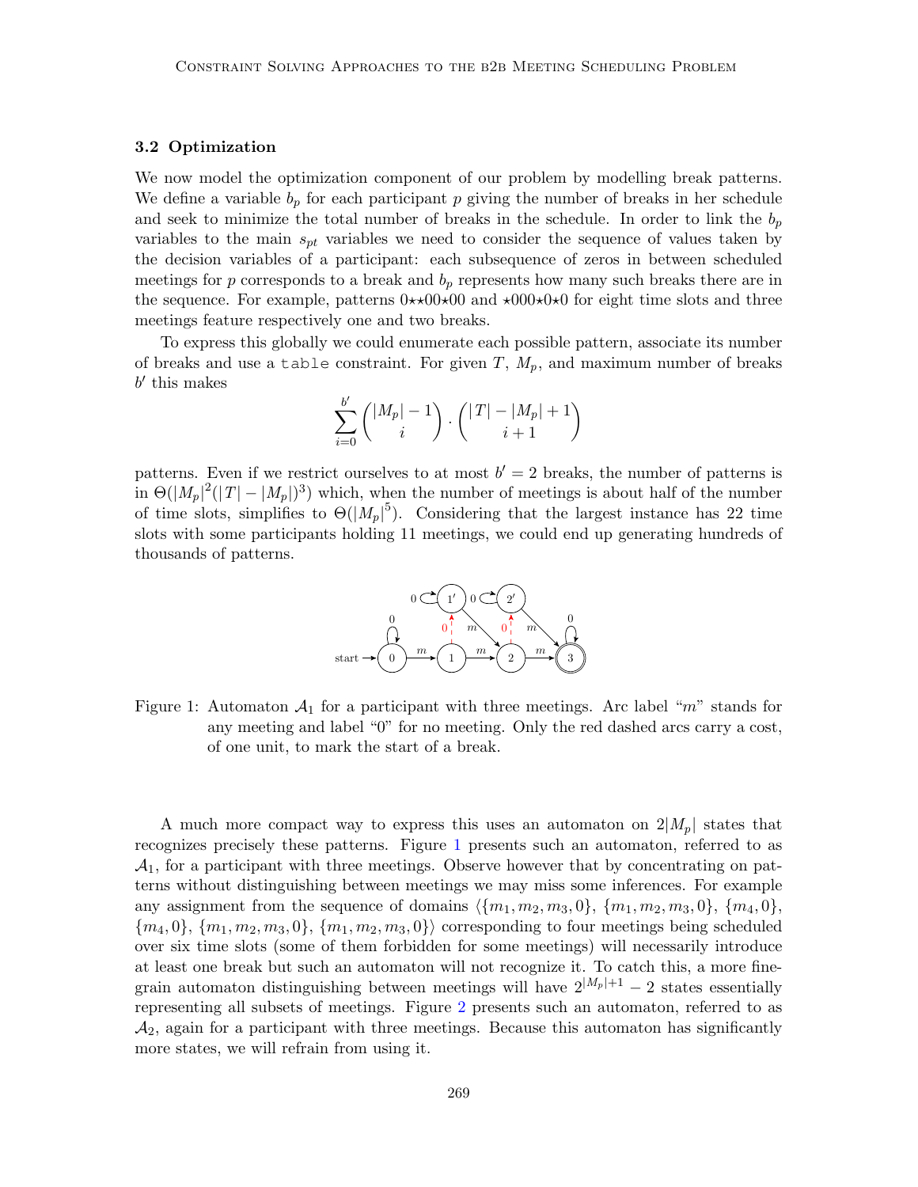### 3.2 Optimization

We now model the optimization component of our problem by modelling break patterns. We define a variable $b_p$ for each participant $p$ giving the number of breaks in her schedule and seek to minimize the total number of breaks in the schedule. In order to link the $b_p$ variables to the main $s_{pt}$ variables we need to consider the sequence of values taken by the decision variables of a participant: each subsequence of zeros in between scheduled meetings for $p$ corresponds to a break and $b_p$ represents how many such breaks there are in the sequence. For example, patterns $0\star\star00\star00$ and $\star000\star0\star0$ for eight time slots and three meetings feature respectively one and two breaks.

To express this globally we could enumerate each possible pattern, associate its number of breaks and use a `table` constraint. For given $T$, $M_p$, and maximum number of breaks $b'$ this makes

$$\sum_{i=0}^{b'} \binom{|M_p|-1}{i} \cdot \binom{|T|-|M_p|+1}{i+1}$$

patterns. Even if we restrict ourselves to at most $b'=2$ breaks, the number of patterns is in $\Theta(|M_p|^2(|T|-|M_p|)^3)$ which, when the number of meetings is about half of the number of time slots, simplifies to $\Theta(|M_p|^5)$. Considering that the largest instance has 22 time slots with some participants holding 11 meetings, we could end up generating hundreds of thousands of patterns.

Figure 1: Automaton $\mathcal{A}_1$ for a participant with three meetings. Arc label "$m$" stands for any meeting and label "0" for no meeting. Only the red dashed arcs carry a cost, of one unit, to mark the start of a break.

A much more compact way to express this uses an automaton on $2|M_p|$ states that recognizes precisely these patterns. Figure 1 presents such an automaton, referred to as $\mathcal{A}_1$, for a participant with three meetings. Observe however that by concentrating on patterns without distinguishing between meetings we may miss some inferences. For example any assignment from the sequence of domains $\langle\{m_1, m_2, m_3, 0\}, \{m_1, m_2, m_3, 0\}, \{m_4, 0\}, \{m_4, 0\}, \{m_1, m_2, m_3, 0\}, \{m_1, m_2, m_3, 0\}\rangle$ corresponding to four meetings being scheduled over six time slots (some of them forbidden for some meetings) will necessarily introduce at least one break but such an automaton will not recognize it. To catch this, a more fine-grain automaton distinguishing between meetings will have $2^{|M_p|+1}-2$ states essentially representing all subsets of meetings. Figure 2 presents such an automaton, referred to as $\mathcal{A}_2$, again for a participant with three meetings. Because this automaton has significantly more states, we will refrain from using it.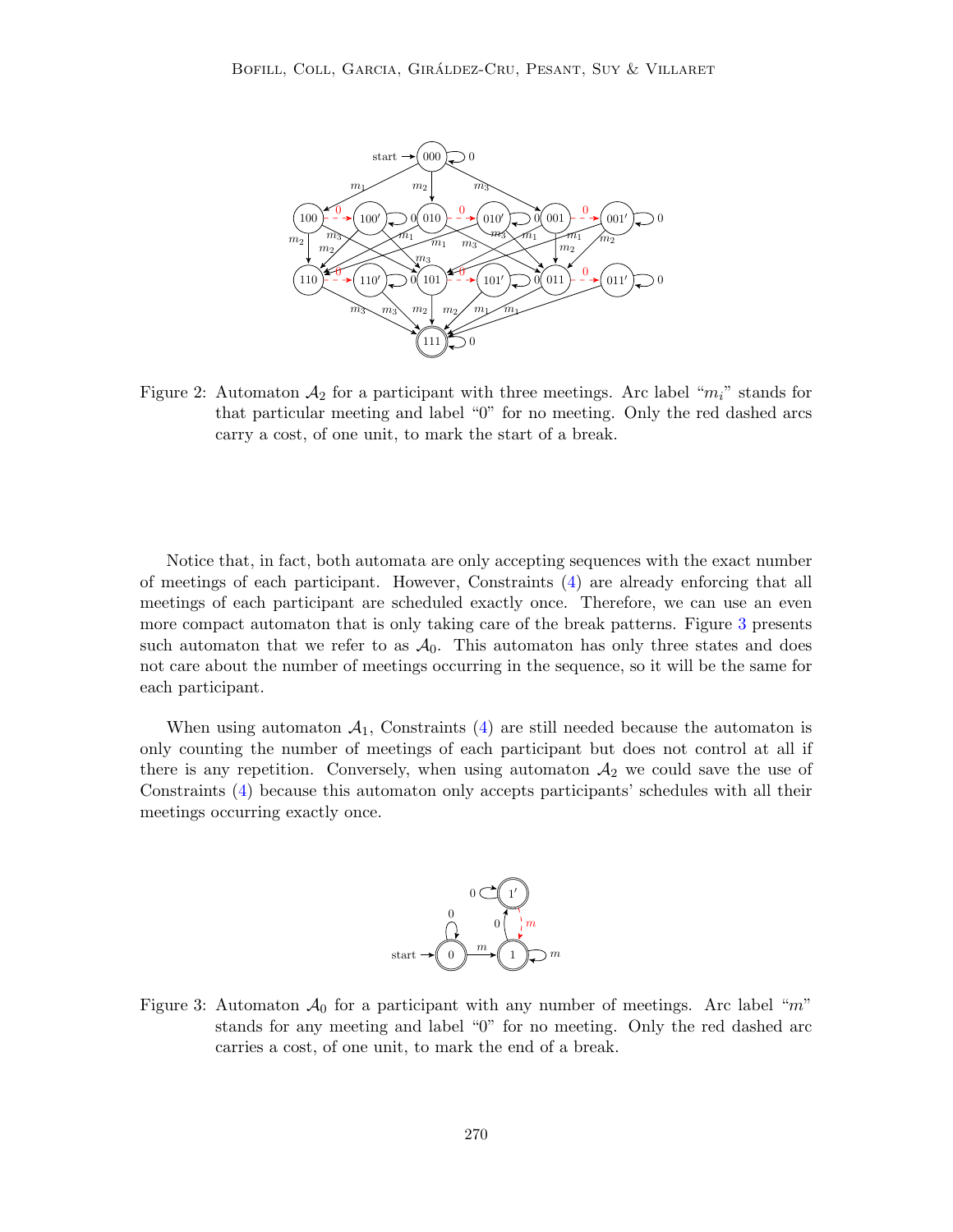Figure 2: Automaton $\mathcal{A}_2$ for a participant with three meetings. Arc label "$m_i$" stands for that particular meeting and label "0" for no meeting. Only the red dashed arcs carry a cost, of one unit, to mark the start of a break.

Notice that, in fact, both automata are only accepting sequences with the exact number of meetings of each participant. However, Constraints (4) are already enforcing that all meetings of each participant are scheduled exactly once. Therefore, we can use an even more compact automaton that is only taking care of the break patterns. Figure 3 presents such automaton that we refer to as $\mathcal{A}_0$. This automaton has only three states and does not care about the number of meetings occurring in the sequence, so it will be the same for each participant.

When using automaton $\mathcal{A}_1$, Constraints (4) are still needed because the automaton is only counting the number of meetings of each participant but does not control at all if there is any repetition. Conversely, when using automaton $\mathcal{A}_2$ we could save the use of Constraints (4) because this automaton only accepts participants' schedules with all their meetings occurring exactly once.

Figure 3: Automaton $\mathcal{A}_0$ for a participant with any number of meetings. Arc label "$m$" stands for any meeting and label "0" for no meeting. Only the red dashed arc carries a cost, of one unit, to mark the end of a break.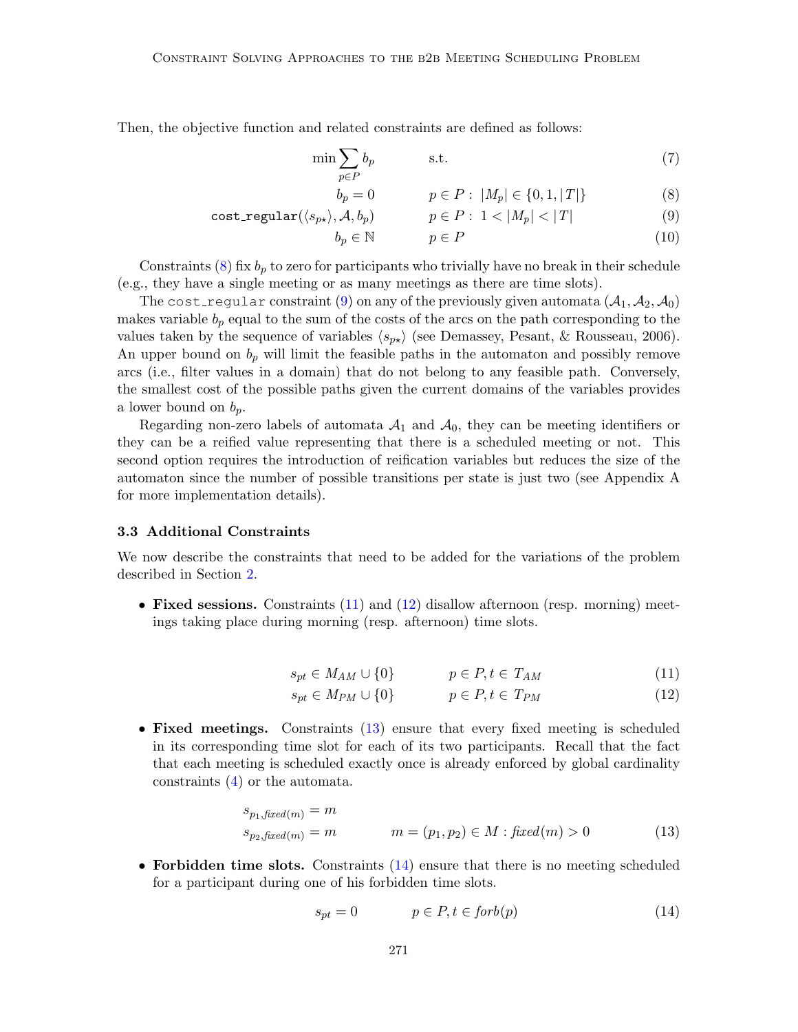Then, the objective function and related constraints are defined as follows:

$$\min \sum_{p \in P} b_p \qquad \text{s.t.} \tag{7}$$

$$b_p = 0 \qquad p \in P : \ |M_p| \in \{0, 1, |T|\} \tag{8}$$

$$\texttt{cost\_regular}(\langle s_{p\star} \rangle, \mathcal{A}, b_p) \qquad p \in P : \ 1 < |M_p| < |T| \tag{9}$$

$$b_p \in \mathbb{N} \qquad p \in P \tag{10}$$

Constraints (8) fix $b_p$ to zero for participants who trivially have no break in their schedule (e.g., they have a single meeting or as many meetings as there are time slots).

The cost_regular constraint (9) on any of the previously given automata ($\mathcal{A}_1, \mathcal{A}_2, \mathcal{A}_0$) makes variable $b_p$ equal to the sum of the costs of the arcs on the path corresponding to the values taken by the sequence of variables $\langle s_{p\star} \rangle$ (see Demassey, Pesant, & Rousseau, 2006). An upper bound on $b_p$ will limit the feasible paths in the automaton and possibly remove arcs (i.e., filter values in a domain) that do not belong to any feasible path. Conversely, the smallest cost of the possible paths given the current domains of the variables provides a lower bound on $b_p$.

Regarding non-zero labels of automata $\mathcal{A}_1$ and $\mathcal{A}_0$, they can be meeting identifiers or they can be a reified value representing that there is a scheduled meeting or not. This second option requires the introduction of reification variables but reduces the size of the automaton since the number of possible transitions per state is just two (see Appendix A for more implementation details).

### 3.3 Additional Constraints

We now describe the constraints that need to be added for the variations of the problem described in Section 2.

- **Fixed sessions.** Constraints (11) and (12) disallow afternoon (resp. morning) meetings taking place during morning (resp. afternoon) time slots.

$$s_{pt} \in M_{AM} \cup \{0\} \qquad p \in P, t \in T_{AM} \tag{11}$$

$$s_{pt} \in M_{PM} \cup \{0\} \qquad p \in P, t \in T_{PM} \tag{12}$$

- **Fixed meetings.** Constraints (13) ensure that every fixed meeting is scheduled in its corresponding time slot for each of its two participants. Recall that the fact that each meeting is scheduled exactly once is already enforced by global cardinality constraints (4) or the automata.

$$\begin{aligned} s_{p_1, \mathit{fixed}(m)} &= m \\ s_{p_2, \mathit{fixed}(m)} &= m \qquad m = (p_1, p_2) \in M : \mathit{fixed}(m) > 0 \end{aligned} \tag{13}$$

- **Forbidden time slots.** Constraints (14) ensure that there is no meeting scheduled for a participant during one of his forbidden time slots.

$$s_{pt} = 0 \qquad p \in P, t \in \mathit{forb}(p) \tag{14}$$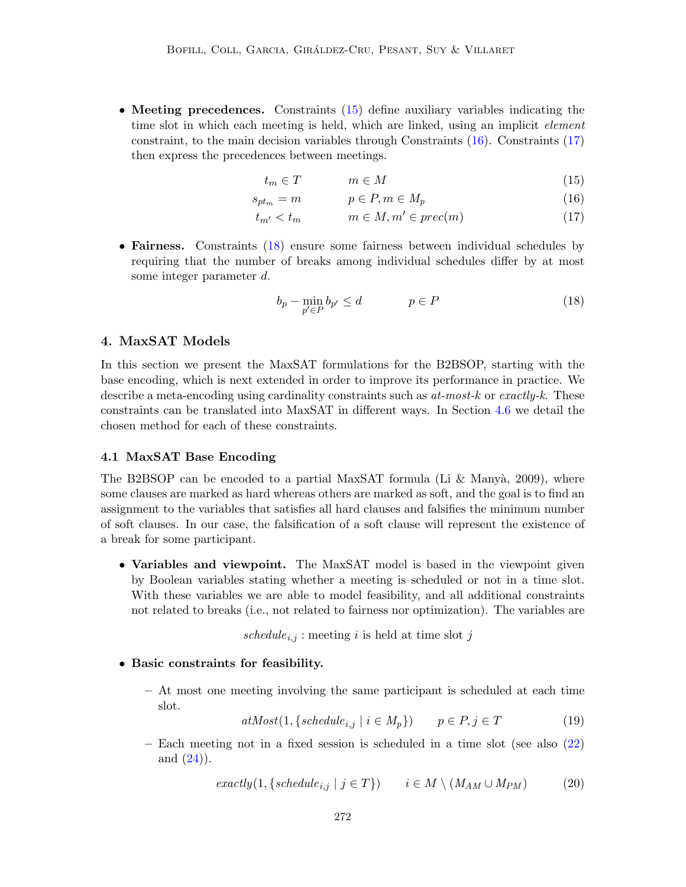- **Meeting precedences.** Constraints (15) define auxiliary variables indicating the time slot in which each meeting is held, which are linked, using an implicit *element* constraint, to the main decision variables through Constraints (16). Constraints (17) then express the precedences between meetings.

$$t_m \in T \qquad m \in M \tag{15}$$

$$s_{pt_m} = m \qquad p \in P, m \in M_p \tag{16}$$

$$t_{m'} < t_m \qquad m \in M, m' \in prec(m) \tag{17}$$

- **Fairness.** Constraints (18) ensure some fairness between individual schedules by requiring that the number of breaks among individual schedules differ by at most some integer parameter $d$.

$$b_p - \min_{p' \in P} b_{p'} \leq d \qquad p \in P \tag{18}$$

## 4. MaxSAT Models

In this section we present the MaxSAT formulations for the B2BSOP, starting with the base encoding, which is next extended in order to improve its performance in practice. We describe a meta-encoding using cardinality constraints such as *at-most-k* or *exactly-k*. These constraints can be translated into MaxSAT in different ways. In Section 4.6 we detail the chosen method for each of these constraints.

### 4.1 MaxSAT Base Encoding

The B2BSOP can be encoded to a partial MaxSAT formula (Li & Manyà, 2009), where some clauses are marked as hard whereas others are marked as soft, and the goal is to find an assignment to the variables that satisfies all hard clauses and falsifies the minimum number of soft clauses. In our case, the falsification of a soft clause will represent the existence of a break for some participant.

- **Variables and viewpoint.** The MaxSAT model is based in the viewpoint given by Boolean variables stating whether a meeting is scheduled or not in a time slot. With these variables we are able to model feasibility, and all additional constraints not related to breaks (i.e., not related to fairness nor optimization). The variables are

$$schedule_{i,j} : \text{meeting } i \text{ is held at time slot } j$$

- **Basic constraints for feasibility.**
  - At most one meeting involving the same participant is scheduled at each time slot.

$$atMost(1, \{schedule_{i,j} \mid i \in M_p\}) \qquad p \in P, j \in T \tag{19}$$

  - Each meeting not in a fixed session is scheduled in a time slot (see also (22) and (24)).

$$exactly(1, \{schedule_{i,j} \mid j \in T\}) \qquad i \in M \setminus (M_{AM} \cup M_{PM}) \tag{20}$$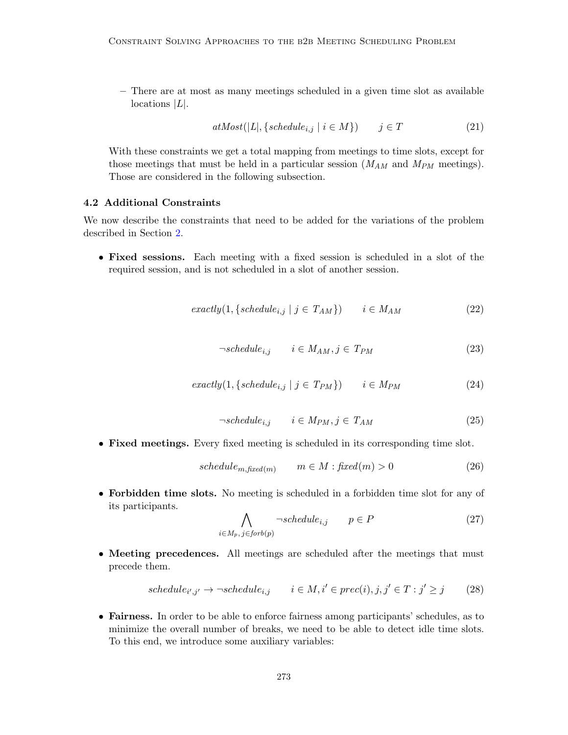– There are at most as many meetings scheduled in a given time slot as available locations $|L|$.

$$atMost(|L|, \{schedule_{i,j} \mid i \in M\}) \qquad j \in T \tag{21}$$

With these constraints we get a total mapping from meetings to time slots, except for those meetings that must be held in a particular session ($M_{AM}$ and $M_{PM}$ meetings). Those are considered in the following subsection.

### 4.2 Additional Constraints

We now describe the constraints that need to be added for the variations of the problem described in Section 2.

- **Fixed sessions.** Each meeting with a fixed session is scheduled in a slot of the required session, and is not scheduled in a slot of another session.

$$exactly(1, \{schedule_{i,j} \mid j \in T_{AM}\}) \qquad i \in M_{AM} \tag{22}$$

$$\neg schedule_{i,j} \qquad i \in M_{AM}, j \in T_{PM} \tag{23}$$

$$exactly(1, \{schedule_{i,j} \mid j \in T_{PM}\}) \qquad i \in M_{PM} \tag{24}$$

$$\neg schedule_{i,j} \qquad i \in M_{PM}, j \in T_{AM} \tag{25}$$

- **Fixed meetings.** Every fixed meeting is scheduled in its corresponding time slot.

$$schedule_{m,fixed(m)} \qquad m \in M : fixed(m) > 0 \tag{26}$$

- **Forbidden time slots.** No meeting is scheduled in a forbidden time slot for any of its participants.

$$\bigwedge_{i \in M_p,\, j \in forb(p)} \neg schedule_{i,j} \qquad p \in P \tag{27}$$

- **Meeting precedences.** All meetings are scheduled after the meetings that must precede them.

$$schedule_{i',j'} \rightarrow \neg schedule_{i,j} \qquad i \in M, i' \in prec(i), j, j' \in T : j' \geq j \tag{28}$$

- **Fairness.** In order to be able to enforce fairness among participants' schedules, as to minimize the overall number of breaks, we need to be able to detect idle time slots. To this end, we introduce some auxiliary variables: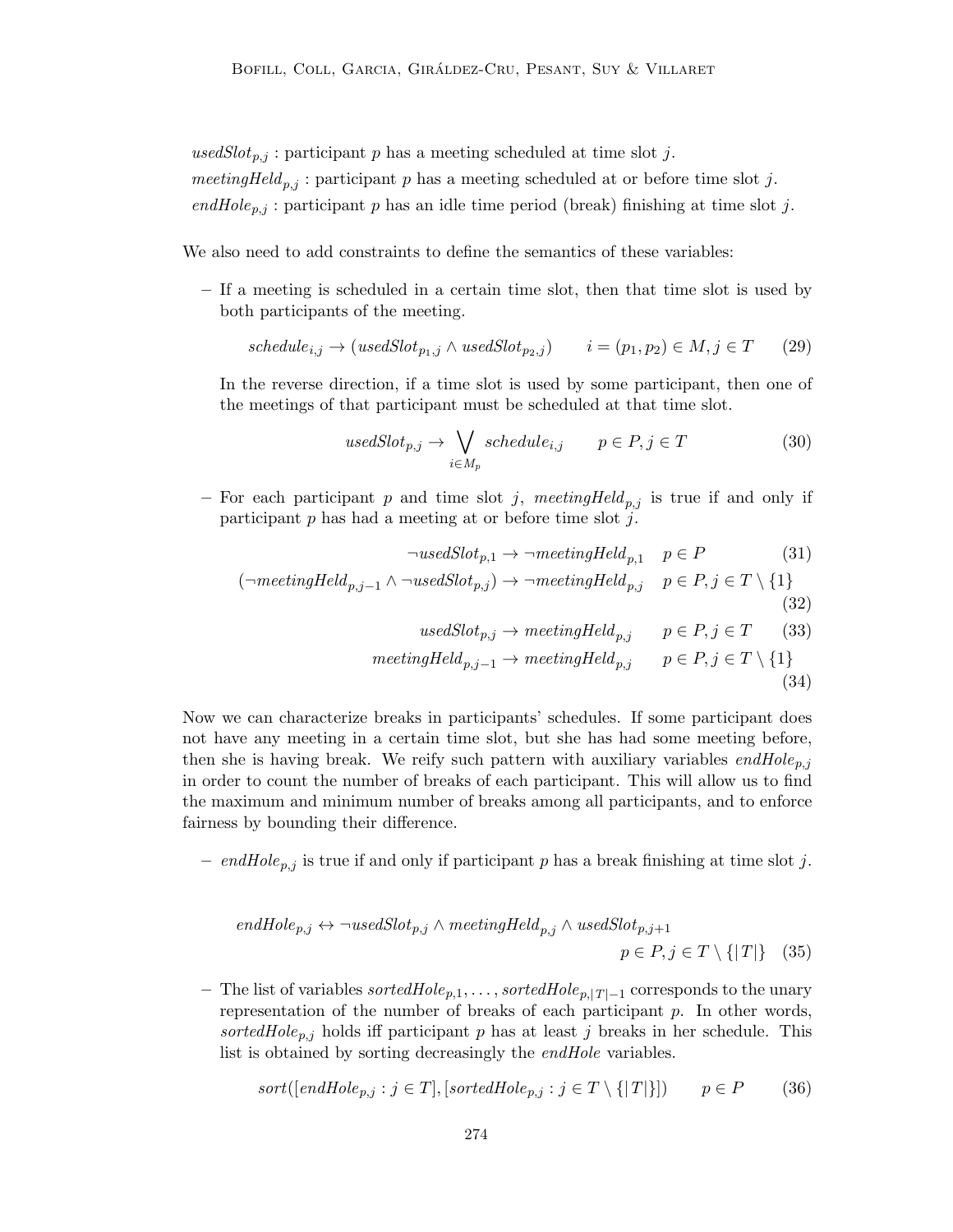$usedSlot_{p,j}$ : participant $p$ has a meeting scheduled at time slot $j$.

$meetingHeld_{p,j}$ : participant $p$ has a meeting scheduled at or before time slot $j$.

$endHole_{p,j}$ : participant $p$ has an idle time period (break) finishing at time slot $j$.

We also need to add constraints to define the semantics of these variables:

– If a meeting is scheduled in a certain time slot, then that time slot is used by both participants of the meeting.

$$schedule_{i,j} \rightarrow (usedSlot_{p_1,j} \wedge usedSlot_{p_2,j}) \qquad i = (p_1, p_2) \in M, j \in T \tag{29}$$

In the reverse direction, if a time slot is used by some participant, then one of the meetings of that participant must be scheduled at that time slot.

$$usedSlot_{p,j} \rightarrow \bigvee_{i \in M_p} schedule_{i,j} \qquad p \in P, j \in T \tag{30}$$

– For each participant $p$ and time slot $j$, $meetingHeld_{p,j}$ is true if and only if participant $p$ has had a meeting at or before time slot $j$.

$$\neg usedSlot_{p,1} \rightarrow \neg meetingHeld_{p,1} \quad p \in P \tag{31}$$

$$(\neg meetingHeld_{p,j-1} \wedge \neg usedSlot_{p,j}) \rightarrow \neg meetingHeld_{p,j} \quad p \in P, j \in T \setminus \{1\} \tag{32}$$

$$usedSlot_{p,j} \rightarrow meetingHeld_{p,j} \qquad p \in P, j \in T \tag{33}$$

$$meetingHeld_{p,j-1} \rightarrow meetingHeld_{p,j} \qquad p \in P, j \in T \setminus \{1\} \tag{34}$$

Now we can characterize breaks in participants' schedules. If some participant does not have any meeting in a certain time slot, but she has had some meeting before, then she is having break. We reify such pattern with auxiliary variables $endHole_{p,j}$ in order to count the number of breaks of each participant. This will allow us to find the maximum and minimum number of breaks among all participants, and to enforce fairness by bounding their difference.

– $endHole_{p,j}$ is true if and only if participant $p$ has a break finishing at time slot $j$.

$$endHole_{p,j} \leftrightarrow \neg usedSlot_{p,j} \wedge meetingHeld_{p,j} \wedge usedSlot_{p,j+1} \qquad p \in P, j \in T \setminus \{|T|\} \tag{35}$$

– The list of variables $sortedHole_{p,1}, \ldots, sortedHole_{p,|T|-1}$ corresponds to the unary representation of the number of breaks of each participant $p$. In other words, $sortedHole_{p,j}$ holds iff participant $p$ has at least $j$ breaks in her schedule. This list is obtained by sorting decreasingly the $endHole$ variables.

$$sort([endHole_{p,j} : j \in T], [sortedHole_{p,j} : j \in T \setminus \{|T|\}]) \qquad p \in P \tag{36}$$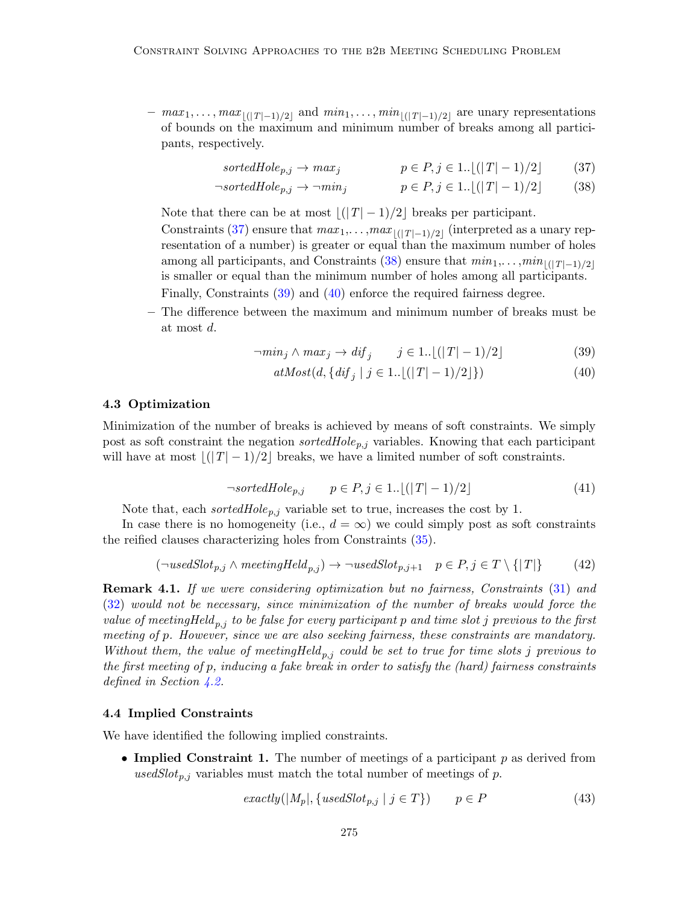- $max_1, \ldots, max_{\lfloor(|T|-1)/2\rfloor}$ and $min_1, \ldots, min_{\lfloor(|T|-1)/2\rfloor}$ are unary representations of bounds on the maximum and minimum number of breaks among all participants, respectively.

$$sortedHole_{p,j} \rightarrow max_j \qquad p \in P, j \in 1..\lfloor(|T|-1)/2\rfloor \tag{37}$$

$$\neg sortedHole_{p,j} \rightarrow \neg min_j \qquad p \in P, j \in 1..\lfloor(|T|-1)/2\rfloor \tag{38}$$

  Note that there can be at most $\lfloor(|T|-1)/2\rfloor$ breaks per participant.

  Constraints (37) ensure that $max_1, \ldots, max_{\lfloor(|T|-1)/2\rfloor}$ (interpreted as a unary representation of a number) is greater or equal than the maximum number of holes among all participants, and Constraints (38) ensure that $min_1, \ldots, min_{\lfloor(|T|-1)/2\rfloor}$ is smaller or equal than the minimum number of holes among all participants.

  Finally, Constraints (39) and (40) enforce the required fairness degree.

- The difference between the maximum and minimum number of breaks must be at most $d$.

$$\neg min_j \wedge max_j \rightarrow dif_j \qquad j \in 1..\lfloor(|T|-1)/2\rfloor \tag{39}$$

$$atMost(d, \{dif_j \mid j \in 1..\lfloor(|T|-1)/2\rfloor\}) \tag{40}$$

### 4.3 Optimization

Minimization of the number of breaks is achieved by means of soft constraints. We simply post as soft constraint the negation $sortedHole_{p,j}$ variables. Knowing that each participant will have at most $\lfloor(|T|-1)/2\rfloor$ breaks, we have a limited number of soft constraints.

$$\neg sortedHole_{p,j} \qquad p \in P, j \in 1..\lfloor(|T|-1)/2\rfloor \tag{41}$$

Note that, each $sortedHole_{p,j}$ variable set to true, increases the cost by 1.

In case there is no homogeneity (i.e., $d = \infty$) we could simply post as soft constraints the reified clauses characterizing holes from Constraints (35).

$$(\neg usedSlot_{p,j} \wedge meetingHeld_{p,j}) \rightarrow \neg usedSlot_{p,j+1} \quad p \in P, j \in T \setminus \{|T|\} \tag{42}$$

**Remark 4.1.** *If we were considering optimization but no fairness, Constraints (31) and (32) would not be necessary, since minimization of the number of breaks would force the value of* $meetingHeld_{p,j}$ *to be false for every participant* $p$ *and time slot* $j$ *previous to the first meeting of* $p$*. However, since we are also seeking fairness, these constraints are mandatory. Without them, the value of* $meetingHeld_{p,j}$ *could be set to true for time slots* $j$ *previous to the first meeting of* $p$*, inducing a fake break in order to satisfy the (hard) fairness constraints defined in Section 4.2.*

### 4.4 Implied Constraints

We have identified the following implied constraints.

- **Implied Constraint 1.** The number of meetings of a participant $p$ as derived from $usedSlot_{p,j}$ variables must match the total number of meetings of $p$.

$$exactly(|M_p|, \{usedSlot_{p,j} \mid j \in T\}) \qquad p \in P \tag{43}$$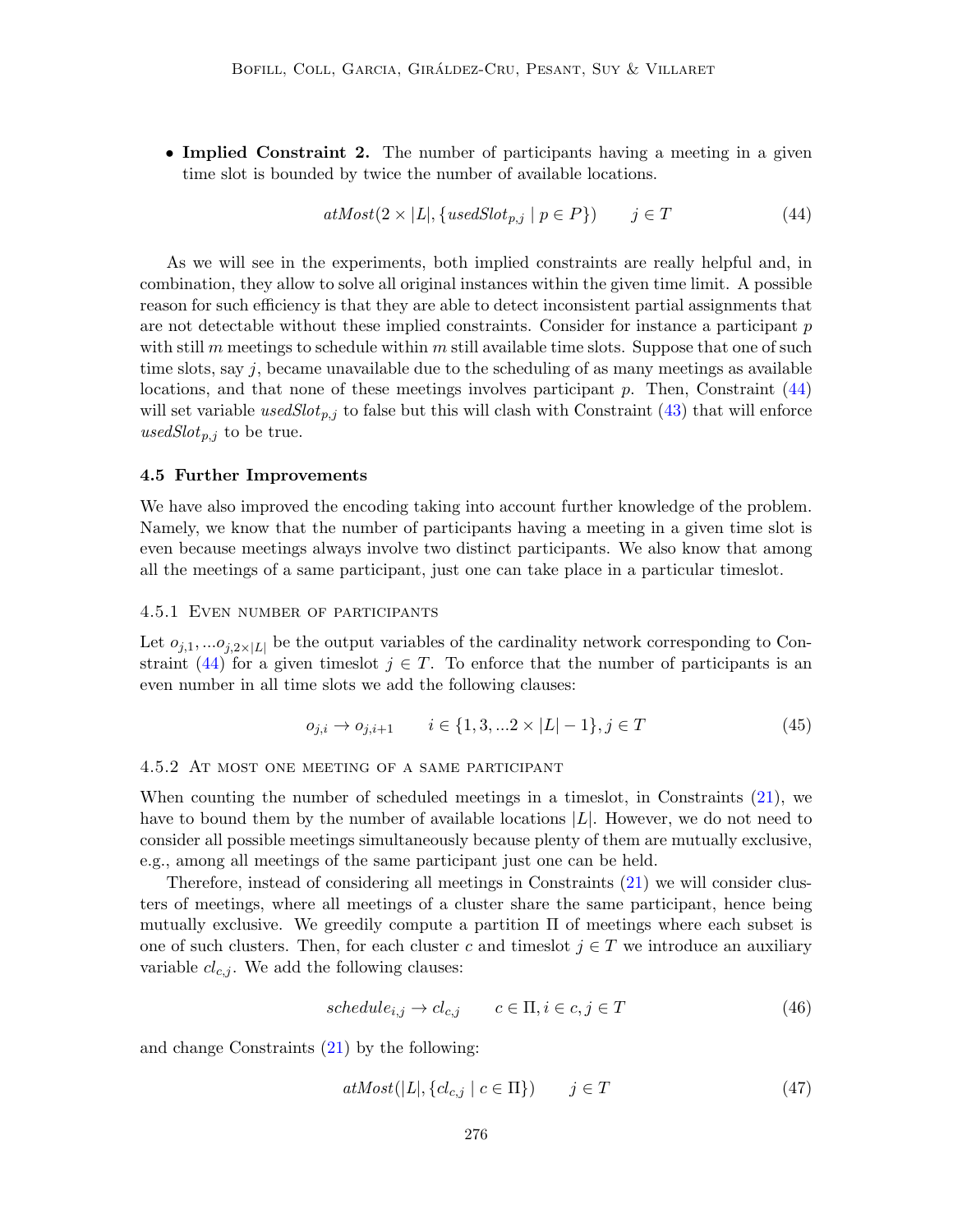- **Implied Constraint 2.** The number of participants having a meeting in a given time slot is bounded by twice the number of available locations.

$$atMost(2 \times |L|, \{usedSlot_{p,j} \mid p \in P\}) \qquad j \in T \tag{44}$$

As we will see in the experiments, both implied constraints are really helpful and, in combination, they allow to solve all original instances within the given time limit. A possible reason for such efficiency is that they are able to detect inconsistent partial assignments that are not detectable without these implied constraints. Consider for instance a participant $p$ with still $m$ meetings to schedule within $m$ still available time slots. Suppose that one of such time slots, say $j$, became unavailable due to the scheduling of as many meetings as available locations, and that none of these meetings involves participant $p$. Then, Constraint (44) will set variable $usedSlot_{p,j}$ to false but this will clash with Constraint (43) that will enforce $usedSlot_{p,j}$ to be true.

### 4.5 Further Improvements

We have also improved the encoding taking into account further knowledge of the problem. Namely, we know that the number of participants having a meeting in a given time slot is even because meetings always involve two distinct participants. We also know that among all the meetings of a same participant, just one can take place in a particular timeslot.

#### 4.5.1 Even number of participants

Let $o_{j,1}, ... o_{j,2\times|L|}$ be the output variables of the cardinality network corresponding to Constraint (44) for a given timeslot $j \in T$. To enforce that the number of participants is an even number in all time slots we add the following clauses:

$$o_{j,i} \rightarrow o_{j,i+1} \qquad i \in \{1, 3, ... 2 \times |L| - 1\}, j \in T \tag{45}$$

#### 4.5.2 At most one meeting of a same participant

When counting the number of scheduled meetings in a timeslot, in Constraints (21), we have to bound them by the number of available locations $|L|$. However, we do not need to consider all possible meetings simultaneously because plenty of them are mutually exclusive, e.g., among all meetings of the same participant just one can be held.

Therefore, instead of considering all meetings in Constraints (21) we will consider clusters of meetings, where all meetings of a cluster share the same participant, hence being mutually exclusive. We greedily compute a partition $\Pi$ of meetings where each subset is one of such clusters. Then, for each cluster $c$ and timeslot $j \in T$ we introduce an auxiliary variable $cl_{c,j}$. We add the following clauses:

$$schedule_{i,j} \rightarrow cl_{c,j} \qquad c \in \Pi, i \in c, j \in T \tag{46}$$

and change Constraints (21) by the following:

$$atMost(|L|, \{cl_{c,j} \mid c \in \Pi\}) \qquad j \in T \tag{47}$$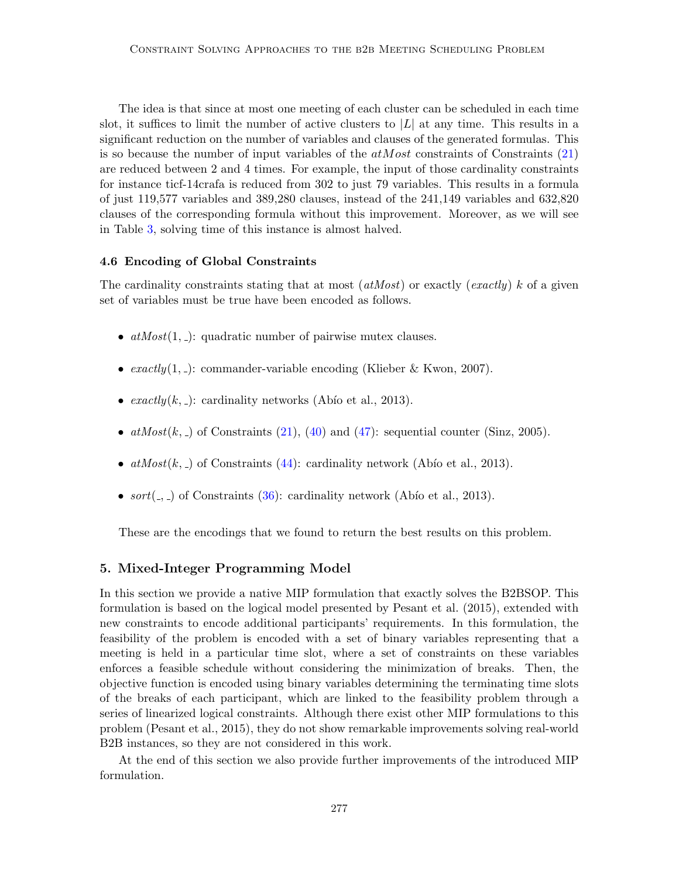The idea is that since at most one meeting of each cluster can be scheduled in each time slot, it suffices to limit the number of active clusters to $|L|$ at any time. This results in a significant reduction on the number of variables and clauses of the generated formulas. This is so because the number of input variables of the *atMost* constraints of Constraints (21) are reduced between 2 and 4 times. For example, the input of those cardinality constraints for instance ticf-14crafa is reduced from 302 to just 79 variables. This results in a formula of just 119,577 variables and 389,280 clauses, instead of the 241,149 variables and 632,820 clauses of the corresponding formula without this improvement. Moreover, as we will see in Table 3, solving time of this instance is almost halved.

### 4.6 Encoding of Global Constraints

The cardinality constraints stating that at most (*atMost*) or exactly (*exactly*) $k$ of a given set of variables must be true have been encoded as follows.

- $atMost(1, \_)$: quadratic number of pairwise mutex clauses.
- $exactly(1, \_)$: commander-variable encoding (Klieber & Kwon, 2007).
- $exactly(k, \_)$: cardinality networks (Abío et al., 2013).
- $atMost(k, \_)$ of Constraints (21), (40) and (47): sequential counter (Sinz, 2005).
- $atMost(k, \_)$ of Constraints (44): cardinality network (Abío et al., 2013).
- $sort(\_, \_)$ of Constraints (36): cardinality network (Abío et al., 2013).

These are the encodings that we found to return the best results on this problem.

## 5. Mixed-Integer Programming Model

In this section we provide a native MIP formulation that exactly solves the B2BSOP. This formulation is based on the logical model presented by Pesant et al. (2015), extended with new constraints to encode additional participants' requirements. In this formulation, the feasibility of the problem is encoded with a set of binary variables representing that a meeting is held in a particular time slot, where a set of constraints on these variables enforces a feasible schedule without considering the minimization of breaks. Then, the objective function is encoded using binary variables determining the terminating time slots of the breaks of each participant, which are linked to the feasibility problem through a series of linearized logical constraints. Although there exist other MIP formulations to this problem (Pesant et al., 2015), they do not show remarkable improvements solving real-world B2B instances, so they are not considered in this work.

At the end of this section we also provide further improvements of the introduced MIP formulation.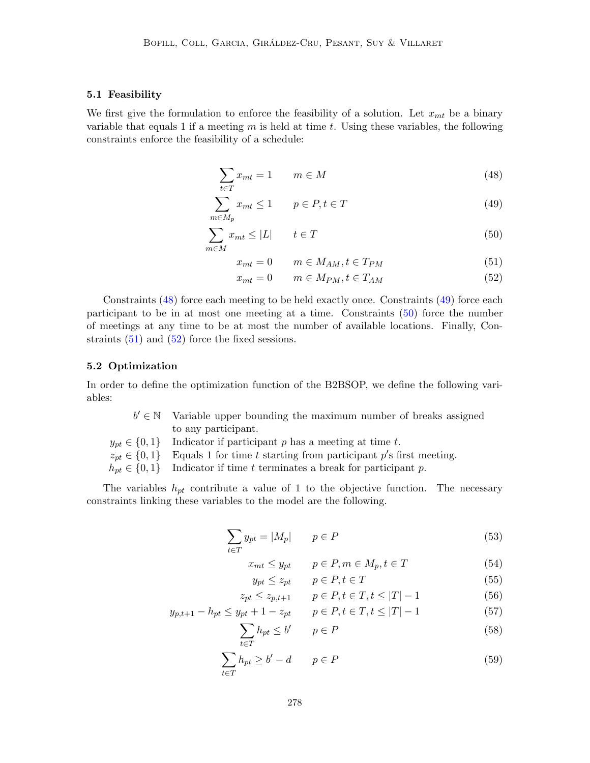### 5.1 Feasibility

We first give the formulation to enforce the feasibility of a solution. Let $x_{mt}$ be a binary variable that equals 1 if a meeting $m$ is held at time $t$. Using these variables, the following constraints enforce the feasibility of a schedule:

$$\sum_{t \in T} x_{mt} = 1 \qquad m \in M \tag{48}$$

$$\sum_{m \in M_p} x_{mt} \leq 1 \qquad p \in P, t \in T \tag{49}$$

$$\sum_{m \in M} x_{mt} \leq |L| \qquad t \in T \tag{50}$$

$$x_{mt} = 0 \qquad m \in M_{AM}, t \in T_{PM} \tag{51}$$

$$x_{mt} = 0 \qquad m \in M_{PM}, t \in T_{AM} \tag{52}$$

Constraints (48) force each meeting to be held exactly once. Constraints (49) force each participant to be in at most one meeting at a time. Constraints (50) force the number of meetings at any time to be at most the number of available locations. Finally, Constraints (51) and (52) force the fixed sessions.

### 5.2 Optimization

In order to define the optimization function of the B2BSOP, we define the following variables:

- $b' \in \mathbb{N}$ Variable upper bounding the maximum number of breaks assigned to any participant.
- $y_{pt} \in \{0, 1\}$ Indicator if participant $p$ has a meeting at time $t$.
- $z_{pt} \in \{0, 1\}$ Equals 1 for time $t$ starting from participant $p$'s first meeting.
- $h_{pt} \in \{0, 1\}$ Indicator if time $t$ terminates a break for participant $p$.

The variables $h_{pt}$ contribute a value of 1 to the objective function. The necessary constraints linking these variables to the model are the following.

$$\sum_{t \in T} y_{pt} = |M_p| \qquad p \in P \tag{53}$$

$$x_{mt} \leq y_{pt} \qquad p \in P, m \in M_p, t \in T \tag{54}$$

$$y_{pt} \leq z_{pt} \qquad p \in P, t \in T \tag{55}$$

$$z_{pt} \leq z_{p,t+1} \qquad p \in P, t \in T, t \leq |T| - 1 \tag{56}$$

$$y_{p,t+1} - h_{pt} \leq y_{pt} + 1 - z_{pt} \qquad p \in P, t \in T, t \leq |T| - 1 \tag{57}$$

$$\sum_{t \in T} h_{pt} \leq b' \qquad p \in P \tag{58}$$

$$\sum_{t \in T} h_{pt} \geq b' - d \qquad p \in P \tag{59}$$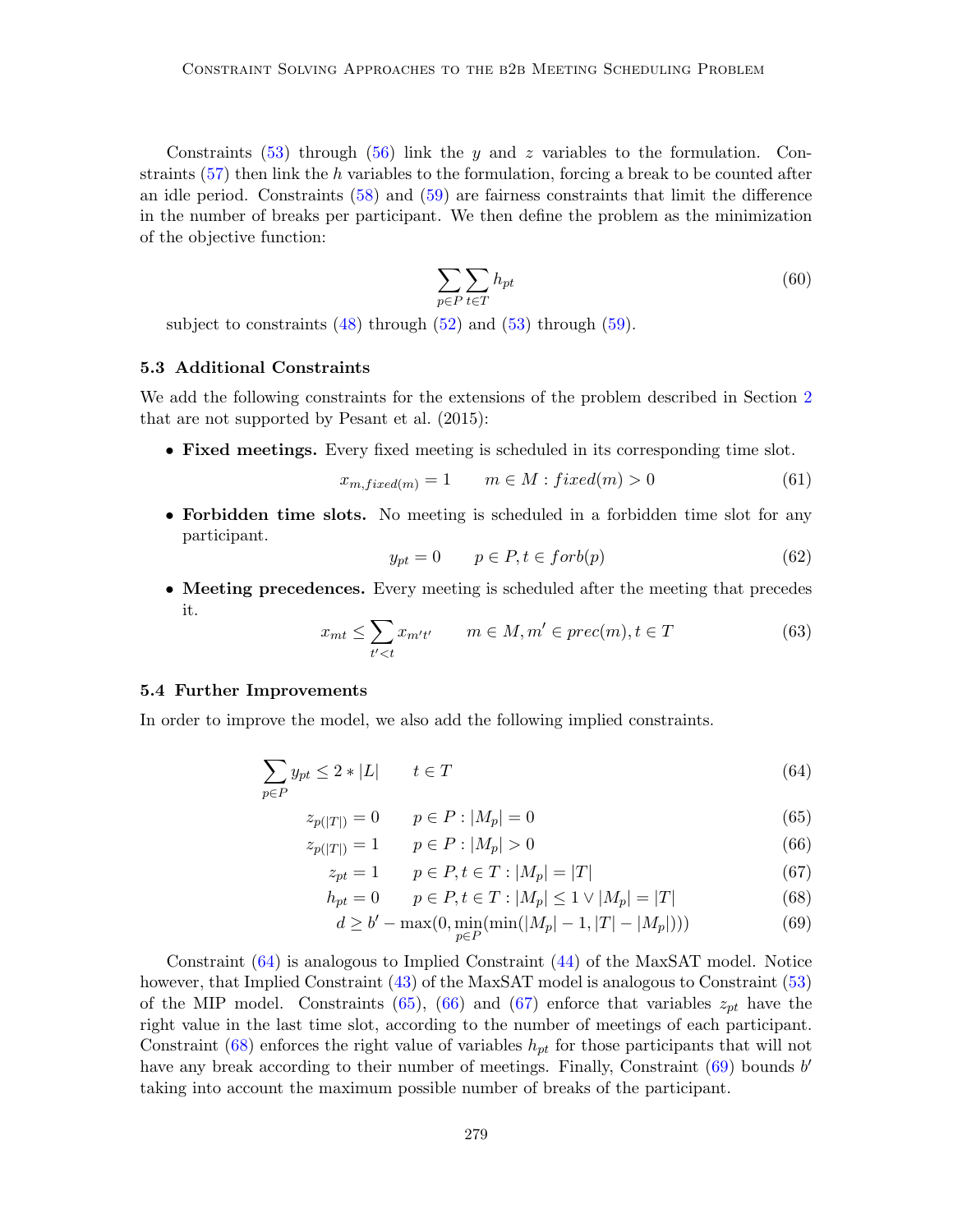Constraints (53) through (56) link the $y$ and $z$ variables to the formulation. Constraints (57) then link the $h$ variables to the formulation, forcing a break to be counted after an idle period. Constraints (58) and (59) are fairness constraints that limit the difference in the number of breaks per participant. We then define the problem as the minimization of the objective function:

$$\sum_{p \in P} \sum_{t \in T} h_{pt} \tag{60}$$

subject to constraints (48) through (52) and (53) through (59).

### 5.3 Additional Constraints

We add the following constraints for the extensions of the problem described in Section 2 that are not supported by Pesant et al. (2015):

- **Fixed meetings.** Every fixed meeting is scheduled in its corresponding time slot.

$$x_{m,fixed(m)} = 1 \qquad m \in M : fixed(m) > 0 \tag{61}$$

- **Forbidden time slots.** No meeting is scheduled in a forbidden time slot for any participant.

$$y_{pt} = 0 \qquad p \in P, t \in forb(p) \tag{62}$$

- **Meeting precedences.** Every meeting is scheduled after the meeting that precedes it.

$$x_{mt} \leq \sum_{t' < t} x_{m't'} \qquad m \in M, m' \in prec(m), t \in T \tag{63}$$

### 5.4 Further Improvements

In order to improve the model, we also add the following implied constraints.

$$\sum_{p \in P} y_{pt} \leq 2 * |L| \qquad t \in T \tag{64}$$

$$z_{p(|T|)} = 0 \qquad p \in P : |M_p| = 0 \tag{65}$$

$$z_{p(|T|)} = 1 \qquad p \in P : |M_p| > 0 \tag{66}$$

$$z_{pt} = 1 \qquad p \in P, t \in T : |M_p| = |T| \tag{67}$$

$$h_{pt} = 0 \qquad p \in P, t \in T : |M_p| \leq 1 \vee |M_p| = |T| \tag{68}$$

$$d \geq b' - \max(0, \min_{p \in P}(\min(|M_p| - 1, |T| - |M_p|))) \tag{69}$$

Constraint (64) is analogous to Implied Constraint (44) of the MaxSAT model. Notice however, that Implied Constraint (43) of the MaxSAT model is analogous to Constraint (53) of the MIP model. Constraints (65), (66) and (67) enforce that variables $z_{pt}$ have the right value in the last time slot, according to the number of meetings of each participant. Constraint (68) enforces the right value of variables $h_{pt}$ for those participants that will not have any break according to their number of meetings. Finally, Constraint (69) bounds $b'$ taking into account the maximum possible number of breaks of the participant.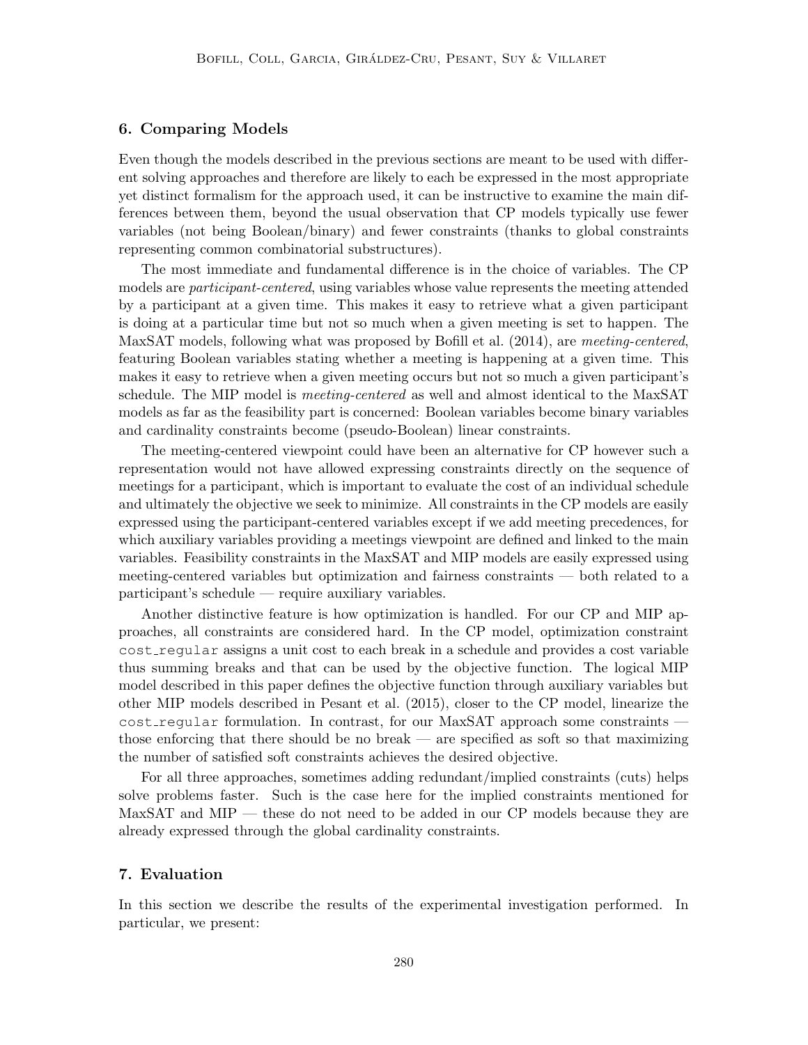## 6. Comparing Models

Even though the models described in the previous sections are meant to be used with different solving approaches and therefore are likely to each be expressed in the most appropriate yet distinct formalism for the approach used, it can be instructive to examine the main differences between them, beyond the usual observation that CP models typically use fewer variables (not being Boolean/binary) and fewer constraints (thanks to global constraints representing common combinatorial substructures).

The most immediate and fundamental difference is in the choice of variables. The CP models are *participant-centered*, using variables whose value represents the meeting attended by a participant at a given time. This makes it easy to retrieve what a given participant is doing at a particular time but not so much when a given meeting is set to happen. The MaxSAT models, following what was proposed by Bofill et al. (2014), are *meeting-centered*, featuring Boolean variables stating whether a meeting is happening at a given time. This makes it easy to retrieve when a given meeting occurs but not so much a given participant's schedule. The MIP model is *meeting-centered* as well and almost identical to the MaxSAT models as far as the feasibility part is concerned: Boolean variables become binary variables and cardinality constraints become (pseudo-Boolean) linear constraints.

The meeting-centered viewpoint could have been an alternative for CP however such a representation would not have allowed expressing constraints directly on the sequence of meetings for a participant, which is important to evaluate the cost of an individual schedule and ultimately the objective we seek to minimize. All constraints in the CP models are easily expressed using the participant-centered variables except if we add meeting precedences, for which auxiliary variables providing a meetings viewpoint are defined and linked to the main variables. Feasibility constraints in the MaxSAT and MIP models are easily expressed using meeting-centered variables but optimization and fairness constraints — both related to a participant's schedule — require auxiliary variables.

Another distinctive feature is how optimization is handled. For our CP and MIP approaches, all constraints are considered hard. In the CP model, optimization constraint `cost_regular` assigns a unit cost to each break in a schedule and provides a cost variable thus summing breaks and that can be used by the objective function. The logical MIP model described in this paper defines the objective function through auxiliary variables but other MIP models described in Pesant et al. (2015), closer to the CP model, linearize the `cost_regular` formulation. In contrast, for our MaxSAT approach some constraints — those enforcing that there should be no break — are specified as soft so that maximizing the number of satisfied soft constraints achieves the desired objective.

For all three approaches, sometimes adding redundant/implied constraints (cuts) helps solve problems faster. Such is the case here for the implied constraints mentioned for MaxSAT and MIP — these do not need to be added in our CP models because they are already expressed through the global cardinality constraints.

## 7. Evaluation

In this section we describe the results of the experimental investigation performed. In particular, we present: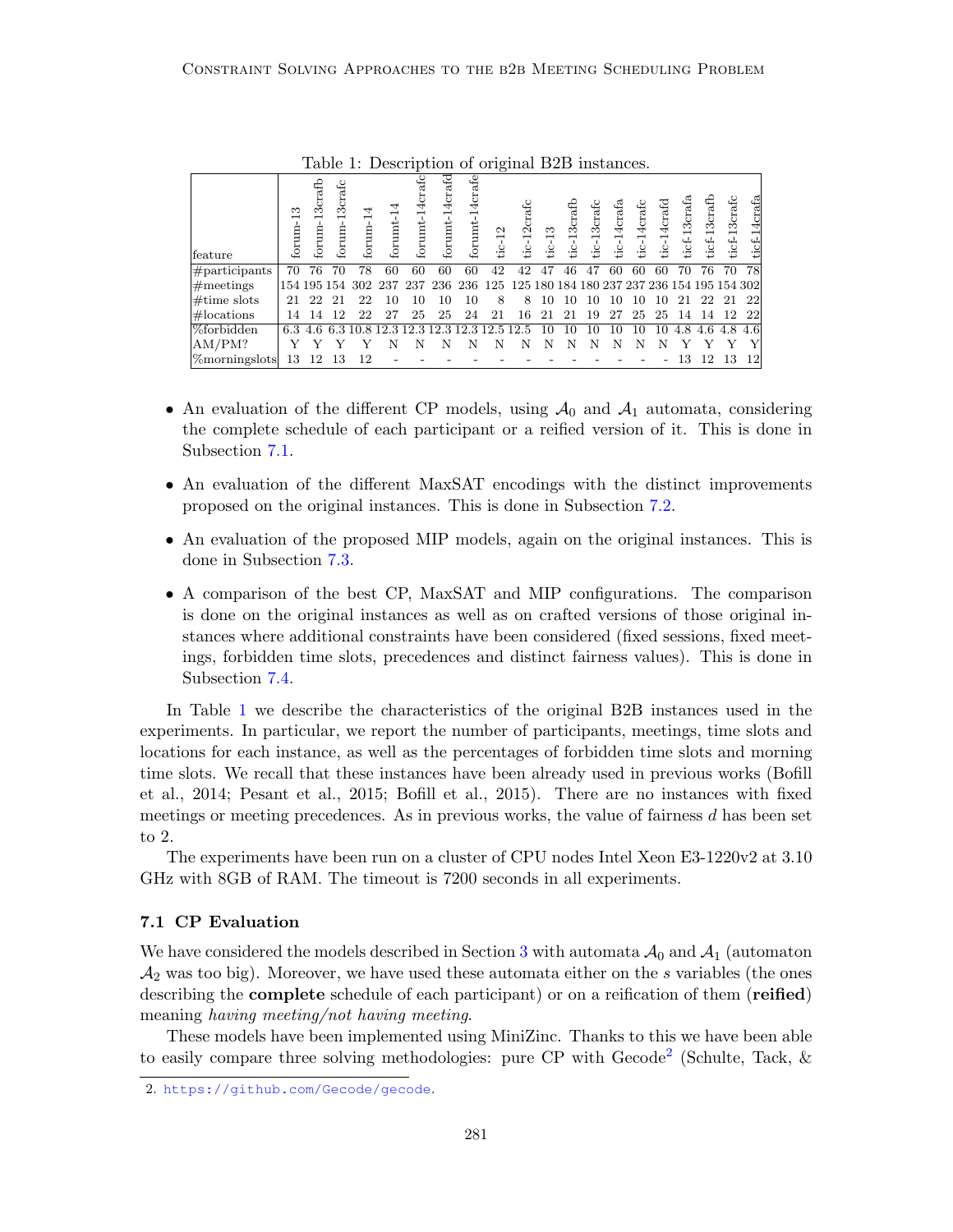Table 1: Description of original B2B instances.

| feature | forum-13 | forum-13crafb | forum-13crafc | forum-14 | forumt-14 | forumt-14crafc | forumt-14crafd | forumt-14crafe | tic-12 | tic-12crafc | tic-13 | tic-13crafb | tic-13crafc | tic-14crafa | tic-14crafc | tic-14crafd | ticf-13crafa | ticf-13crafb | ticf-13crafc | ticf-14crafa |
|---|---|---|---|---|---|---|---|---|---|---|---|---|---|---|---|---|---|---|---|---|
| #participants | 70 | 76 | 70 | 78 | 60 | 60 | 60 | 60 | 42 | 42 | 47 | 46 | 47 | 60 | 60 | 60 | 70 | 76 | 70 | 78 |
| #meetings | 154 | 195 | 154 | 302 | 237 | 237 | 236 | 236 | 125 | 125 | 180 | 184 | 180 | 237 | 237 | 236 | 154 | 195 | 154 | 302 |
| #time slots | 21 | 22 | 21 | 22 | 10 | 10 | 10 | 10 | 8 | 8 | 10 | 10 | 10 | 10 | 10 | 10 | 21 | 22 | 21 | 22 |
| #locations | 14 | 14 | 12 | 22 | 27 | 25 | 25 | 24 | 21 | 16 | 21 | 21 | 19 | 27 | 25 | 25 | 14 | 14 | 12 | 22 |
| %forbidden | 6.3 | 4.6 | 6.3 | 10.8 | 12.3 | 12.3 | 12.3 | 12.3 | 12.5 | 12.5 | 10 | 10 | 10 | 10 | 10 | 10 | 4.8 | 4.6 | 4.8 | 4.6 |
| AM/PM? | Y | Y | Y | Y | N | N | N | N | N | N | N | N | N | N | N | N | Y | Y | Y | Y |
| %morningslots | 13 | 12 | 13 | 12 | - | - | - | - | - | - | - | - | - | - | - | - | 13 | 12 | 13 | 12 |

- An evaluation of the different CP models, using $\mathcal{A}_0$ and $\mathcal{A}_1$ automata, considering the complete schedule of each participant or a reified version of it. This is done in Subsection 7.1.
- An evaluation of the different MaxSAT encodings with the distinct improvements proposed on the original instances. This is done in Subsection 7.2.
- An evaluation of the proposed MIP models, again on the original instances. This is done in Subsection 7.3.
- A comparison of the best CP, MaxSAT and MIP configurations. The comparison is done on the original instances as well as on crafted versions of those original instances where additional constraints have been considered (fixed sessions, fixed meetings, forbidden time slots, precedences and distinct fairness values). This is done in Subsection 7.4.

In Table 1 we describe the characteristics of the original B2B instances used in the experiments. In particular, we report the number of participants, meetings, time slots and locations for each instance, as well as the percentages of forbidden time slots and morning time slots. We recall that these instances have been already used in previous works (Bofill et al., 2014; Pesant et al., 2015; Bofill et al., 2015). There are no instances with fixed meetings or meeting precedences. As in previous works, the value of fairness $d$ has been set to 2.

The experiments have been run on a cluster of CPU nodes Intel Xeon E3-1220v2 at 3.10 GHz with 8GB of RAM. The timeout is 7200 seconds in all experiments.

### 7.1 CP Evaluation

We have considered the models described in Section 3 with automata $\mathcal{A}_0$ and $\mathcal{A}_1$ (automaton $\mathcal{A}_2$ was too big). Moreover, we have used these automata either on the $s$ variables (the ones describing the **complete** schedule of each participant) or on a reification of them (**reified**) meaning *having meeting/not having meeting*.

These models have been implemented using MiniZinc. Thanks to this we have been able to easily compare three solving methodologies: pure CP with Gecode[2] (Schulte, Tack, &

2. https://github.com/Gecode/gecode.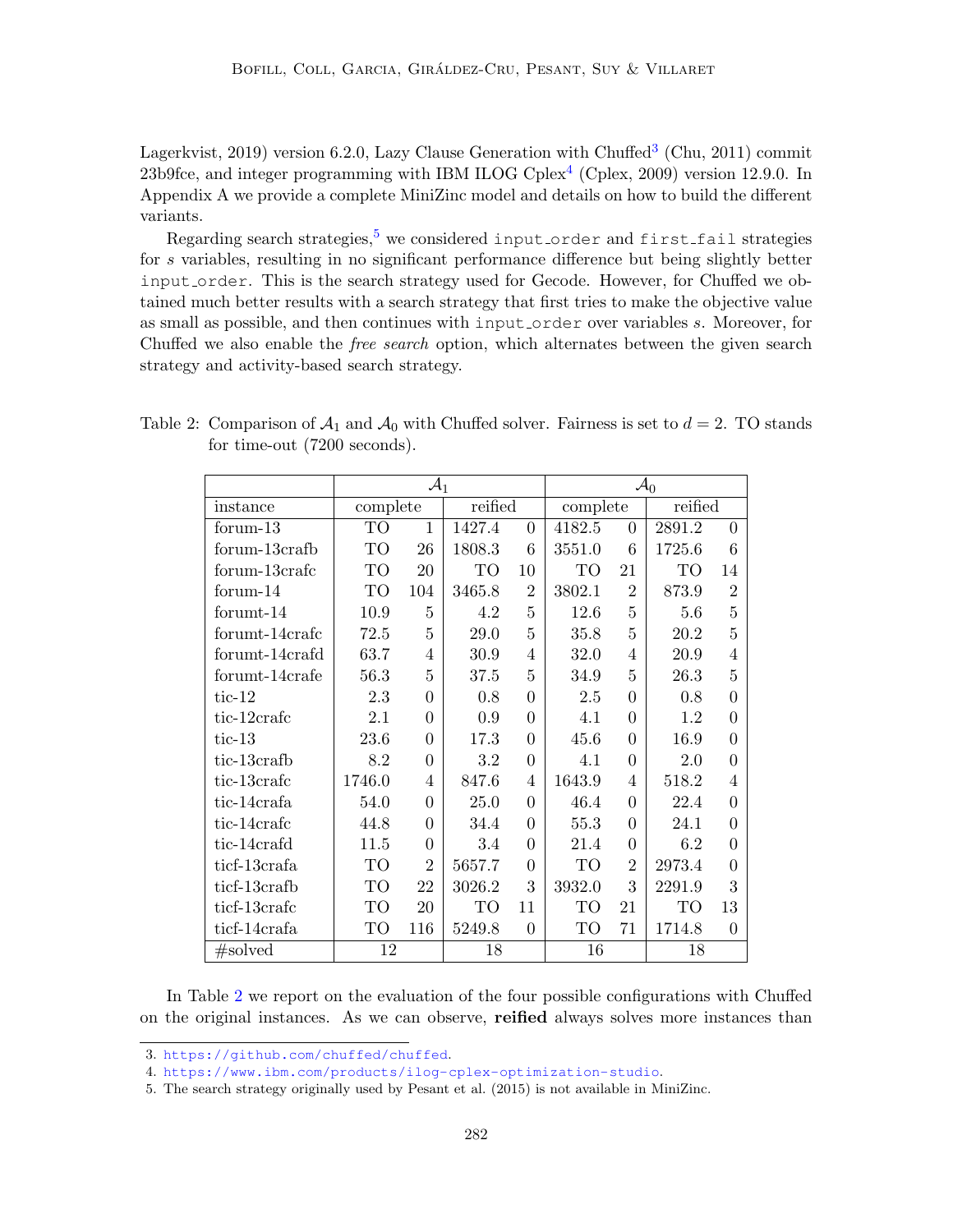Lagerkvist, 2019) version 6.2.0, Lazy Clause Generation with Chuffed[3] (Chu, 2011) commit 23b9fce, and integer programming with IBM ILOG Cplex[4] (Cplex, 2009) version 12.9.0. In Appendix A we provide a complete MiniZinc model and details on how to build the different variants.

Regarding search strategies,[5] we considered `input_order` and `first_fail` strategies for $s$ variables, resulting in no significant performance difference but being slightly better `input_order`. This is the search strategy used for Gecode. However, for Chuffed we obtained much better results with a search strategy that first tries to make the objective value as small as possible, and then continues with `input_order` over variables $s$. Moreover, for Chuffed we also enable the *free search* option, which alternates between the given search strategy and activity-based search strategy.

Table 2: Comparison of $\mathcal{A}_1$ and $\mathcal{A}_0$ with Chuffed solver. Fairness is set to $d = 2$. TO stands for time-out (7200 seconds).

| | $\mathcal{A}_1$ | | | | $\mathcal{A}_0$ | | | |
|---|---|---|---|---|---|---|---|---|
| instance | complete | | reified | | complete | | reified | |
| forum-13 | TO | 1 | 1427.4 | 0 | 4182.5 | 0 | 2891.2 | 0 |
| forum-13crafb | TO | 26 | 1808.3 | 6 | 3551.0 | 6 | 1725.6 | 6 |
| forum-13crafc | TO | 20 | TO | 10 | TO | 21 | TO | 14 |
| forum-14 | TO | 104 | 3465.8 | 2 | 3802.1 | 2 | 873.9 | 2 |
| forumt-14 | 10.9 | 5 | 4.2 | 5 | 12.6 | 5 | 5.6 | 5 |
| forumt-14crafc | 72.5 | 5 | 29.0 | 5 | 35.8 | 5 | 20.2 | 5 |
| forumt-14crafd | 63.7 | 4 | 30.9 | 4 | 32.0 | 4 | 20.9 | 4 |
| forumt-14crafe | 56.3 | 5 | 37.5 | 5 | 34.9 | 5 | 26.3 | 5 |
| tic-12 | 2.3 | 0 | 0.8 | 0 | 2.5 | 0 | 0.8 | 0 |
| tic-12crafc | 2.1 | 0 | 0.9 | 0 | 4.1 | 0 | 1.2 | 0 |
| tic-13 | 23.6 | 0 | 17.3 | 0 | 45.6 | 0 | 16.9 | 0 |
| tic-13crafb | 8.2 | 0 | 3.2 | 0 | 4.1 | 0 | 2.0 | 0 |
| tic-13crafc | 1746.0 | 4 | 847.6 | 4 | 1643.9 | 4 | 518.2 | 4 |
| tic-14crafa | 54.0 | 0 | 25.0 | 0 | 46.4 | 0 | 22.4 | 0 |
| tic-14crafc | 44.8 | 0 | 34.4 | 0 | 55.3 | 0 | 24.1 | 0 |
| tic-14crafd | 11.5 | 0 | 3.4 | 0 | 21.4 | 0 | 6.2 | 0 |
| ticf-13crafa | TO | 2 | 5657.7 | 0 | TO | 2 | 2973.4 | 0 |
| ticf-13crafb | TO | 22 | 3026.2 | 3 | 3932.0 | 3 | 2291.9 | 3 |
| ticf-13crafc | TO | 20 | TO | 11 | TO | 21 | TO | 13 |
| ticf-14crafa | TO | 116 | 5249.8 | 0 | TO | 71 | 1714.8 | 0 |
| #solved | 12 | | 18 | | 16 | | 18 | |

In Table 2 we report on the evaluation of the four possible configurations with Chuffed on the original instances. As we can observe, **reified** always solves more instances than

3. https://github.com/chuffed/chuffed.
4. https://www.ibm.com/products/ilog-cplex-optimization-studio.
5. The search strategy originally used by Pesant et al. (2015) is not available in MiniZinc.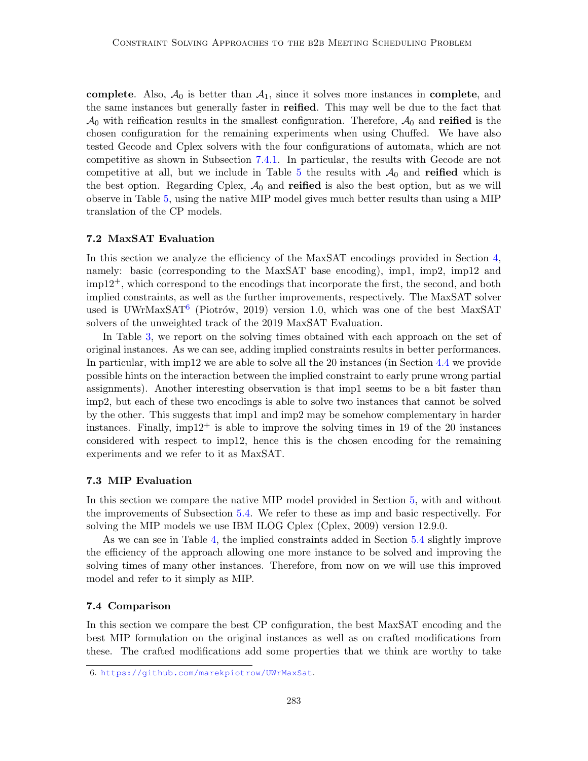**complete**. Also, $\mathcal{A}_0$ is better than $\mathcal{A}_1$, since it solves more instances in **complete**, and the same instances but generally faster in **reified**. This may well be due to the fact that $\mathcal{A}_0$ with reification results in the smallest configuration. Therefore, $\mathcal{A}_0$ and **reified** is the chosen configuration for the remaining experiments when using Chuffed. We have also tested Gecode and Cplex solvers with the four configurations of automata, which are not competitive as shown in Subsection 7.4.1. In particular, the results with Gecode are not competitive at all, but we include in Table 5 the results with $\mathcal{A}_0$ and **reified** which is the best option. Regarding Cplex, $\mathcal{A}_0$ and **reified** is also the best option, but as we will observe in Table 5, using the native MIP model gives much better results than using a MIP translation of the CP models.

### 7.2 MaxSAT Evaluation

In this section we analyze the efficiency of the MaxSAT encodings provided in Section 4, namely: basic (corresponding to the MaxSAT base encoding), imp1, imp2, imp12 and imp12$^+$, which correspond to the encodings that incorporate the first, the second, and both implied constraints, as well as the further improvements, respectively. The MaxSAT solver used is UWrMaxSAT[6] (Piotrów, 2019) version 1.0, which was one of the best MaxSAT solvers of the unweighted track of the 2019 MaxSAT Evaluation.

In Table 3, we report on the solving times obtained with each approach on the set of original instances. As we can see, adding implied constraints results in better performances. In particular, with imp12 we are able to solve all the 20 instances (in Section 4.4 we provide possible hints on the interaction between the implied constraint to early prune wrong partial assignments). Another interesting observation is that imp1 seems to be a bit faster than imp2, but each of these two encodings is able to solve two instances that cannot be solved by the other. This suggests that imp1 and imp2 may be somehow complementary in harder instances. Finally, imp12$^+$ is able to improve the solving times in 19 of the 20 instances considered with respect to imp12, hence this is the chosen encoding for the remaining experiments and we refer to it as MaxSAT.

### 7.3 MIP Evaluation

In this section we compare the native MIP model provided in Section 5, with and without the improvements of Subsection 5.4. We refer to these as imp and basic respectively. For solving the MIP models we use IBM ILOG Cplex (Cplex, 2009) version 12.9.0.

As we can see in Table 4, the implied constraints added in Section 5.4 slightly improve the efficiency of the approach allowing one more instance to be solved and improving the solving times of many other instances. Therefore, from now on we will use this improved model and refer to it simply as MIP.

### 7.4 Comparison

In this section we compare the best CP configuration, the best MaxSAT encoding and the best MIP formulation on the original instances as well as on crafted modifications from these. The crafted modifications add some properties that we think are worthy to take

6. https://github.com/marekpiotrow/UWrMaxSat.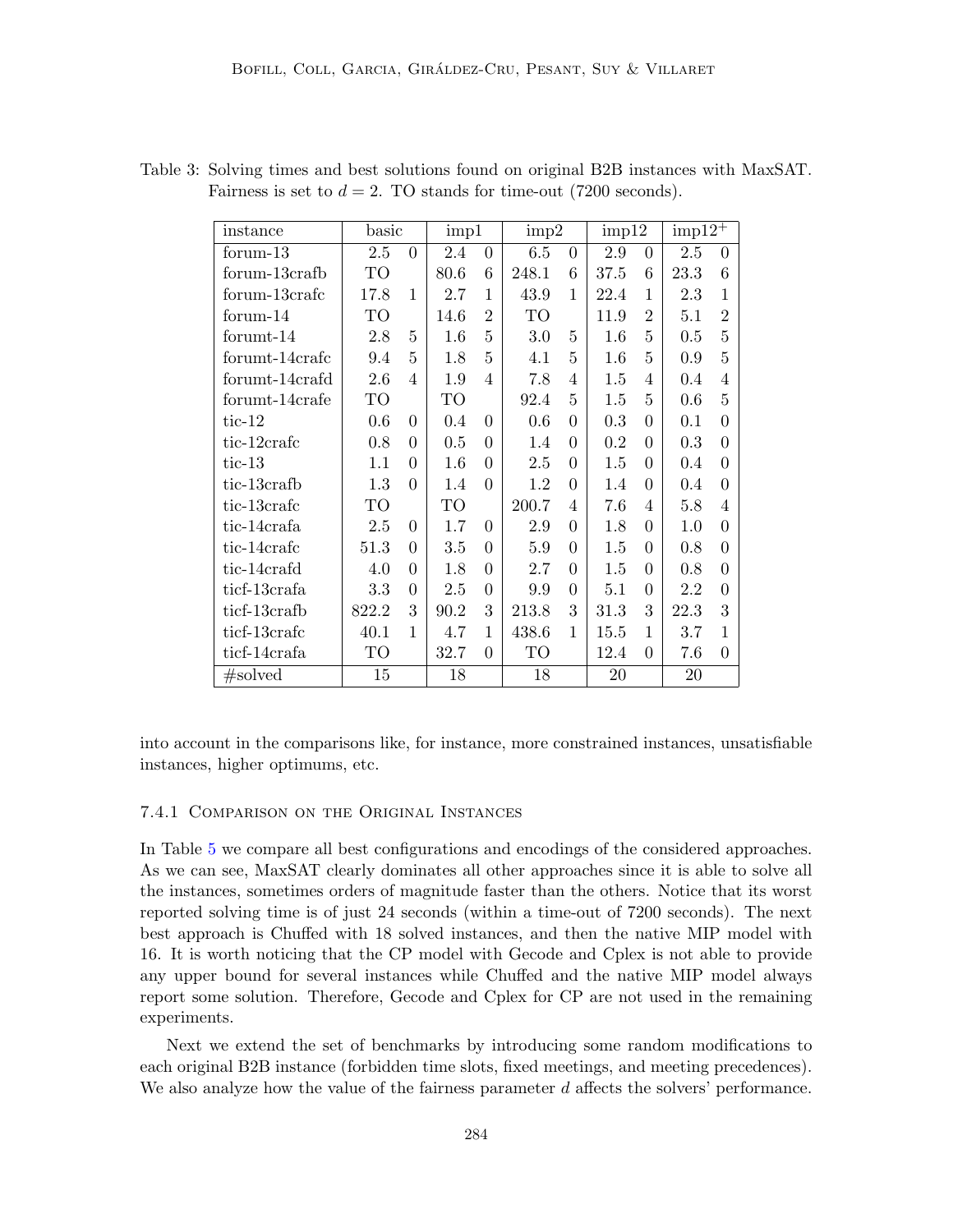Table 3: Solving times and best solutions found on original B2B instances with MaxSAT. Fairness is set to $d = 2$. TO stands for time-out (7200 seconds).

| instance | basic | | imp1 | | imp2 | | imp12 | | imp12$^+$ | |
|---|---|---|---|---|---|---|---|---|---|---|
| forum-13 | 2.5 | 0 | 2.4 | 0 | 6.5 | 0 | 2.9 | 0 | 2.5 | 0 |
| forum-13crafb | TO | | 80.6 | 6 | 248.1 | 6 | 37.5 | 6 | 23.3 | 6 |
| forum-13crafc | 17.8 | 1 | 2.7 | 1 | 43.9 | 1 | 22.4 | 1 | 2.3 | 1 |
| forum-14 | TO | | 14.6 | 2 | TO | | 11.9 | 2 | 5.1 | 2 |
| forumt-14 | 2.8 | 5 | 1.6 | 5 | 3.0 | 5 | 1.6 | 5 | 0.5 | 5 |
| forumt-14crafc | 9.4 | 5 | 1.8 | 5 | 4.1 | 5 | 1.6 | 5 | 0.9 | 5 |
| forumt-14crafd | 2.6 | 4 | 1.9 | 4 | 7.8 | 4 | 1.5 | 4 | 0.4 | 4 |
| forumt-14crafe | TO | | TO | | 92.4 | 5 | 1.5 | 5 | 0.6 | 5 |
| tic-12 | 0.6 | 0 | 0.4 | 0 | 0.6 | 0 | 0.3 | 0 | 0.1 | 0 |
| tic-12crafc | 0.8 | 0 | 0.5 | 0 | 1.4 | 0 | 0.2 | 0 | 0.3 | 0 |
| tic-13 | 1.1 | 0 | 1.6 | 0 | 2.5 | 0 | 1.5 | 0 | 0.4 | 0 |
| tic-13crafb | 1.3 | 0 | 1.4 | 0 | 1.2 | 0 | 1.4 | 0 | 0.4 | 0 |
| tic-13crafc | TO | | TO | | 200.7 | 4 | 7.6 | 4 | 5.8 | 4 |
| tic-14crafa | 2.5 | 0 | 1.7 | 0 | 2.9 | 0 | 1.8 | 0 | 1.0 | 0 |
| tic-14crafc | 51.3 | 0 | 3.5 | 0 | 5.9 | 0 | 1.5 | 0 | 0.8 | 0 |
| tic-14crafd | 4.0 | 0 | 1.8 | 0 | 2.7 | 0 | 1.5 | 0 | 0.8 | 0 |
| ticf-13crafa | 3.3 | 0 | 2.5 | 0 | 9.9 | 0 | 5.1 | 0 | 2.2 | 0 |
| ticf-13crafb | 822.2 | 3 | 90.2 | 3 | 213.8 | 3 | 31.3 | 3 | 22.3 | 3 |
| ticf-13crafc | 40.1 | 1 | 4.7 | 1 | 438.6 | 1 | 15.5 | 1 | 3.7 | 1 |
| ticf-14crafa | TO | | 32.7 | 0 | TO | | 12.4 | 0 | 7.6 | 0 |
| #solved | 15 | | 18 | | 18 | | 20 | | 20 | |

into account in the comparisons like, for instance, more constrained instances, unsatisfiable instances, higher optimums, etc.

#### 7.4.1 Comparison on the Original Instances

In Table 5 we compare all best configurations and encodings of the considered approaches. As we can see, MaxSAT clearly dominates all other approaches since it is able to solve all the instances, sometimes orders of magnitude faster than the others. Notice that its worst reported solving time is of just 24 seconds (within a time-out of 7200 seconds). The next best approach is Chuffed with 18 solved instances, and then the native MIP model with 16. It is worth noticing that the CP model with Gecode and Cplex is not able to provide any upper bound for several instances while Chuffed and the native MIP model always report some solution. Therefore, Gecode and Cplex for CP are not used in the remaining experiments.

Next we extend the set of benchmarks by introducing some random modifications to each original B2B instance (forbidden time slots, fixed meetings, and meeting precedences). We also analyze how the value of the fairness parameter $d$ affects the solvers' performance.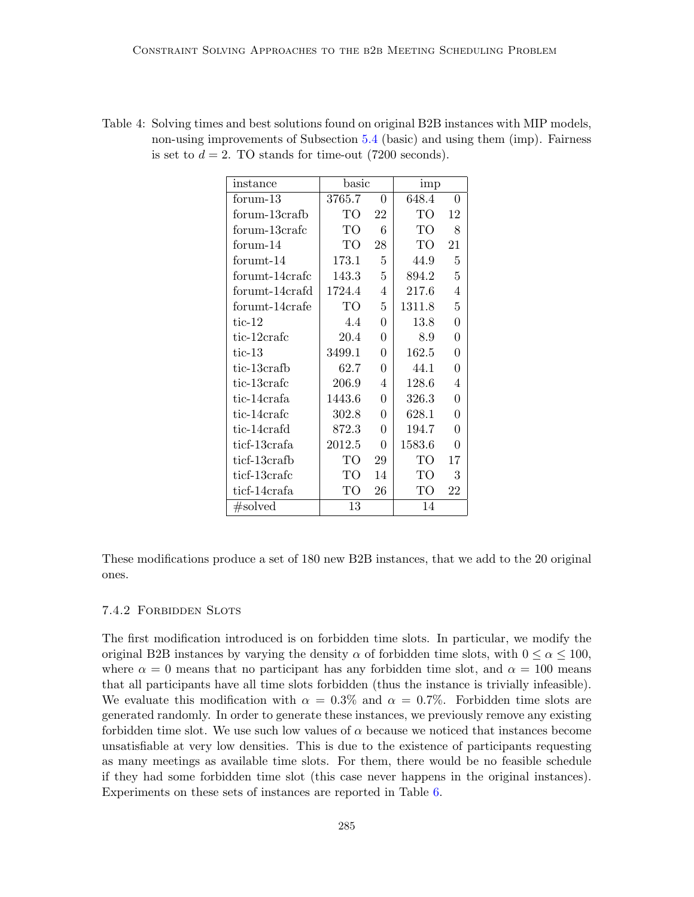Table 4: Solving times and best solutions found on original B2B instances with MIP models, non-using improvements of Subsection 5.4 (basic) and using them (imp). Fairness is set to $d = 2$. TO stands for time-out (7200 seconds).

| instance | basic | | imp | |
|---|---|---|---|---|
| forum-13 | 3765.7 | 0 | 648.4 | 0 |
| forum-13crafb | TO | 22 | TO | 12 |
| forum-13crafc | TO | 6 | TO | 8 |
| forum-14 | TO | 28 | TO | 21 |
| forumt-14 | 173.1 | 5 | 44.9 | 5 |
| forumt-14crafc | 143.3 | 5 | 894.2 | 5 |
| forumt-14crafd | 1724.4 | 4 | 217.6 | 4 |
| forumt-14crafe | TO | 5 | 1311.8 | 5 |
| tic-12 | 4.4 | 0 | 13.8 | 0 |
| tic-12crafc | 20.4 | 0 | 8.9 | 0 |
| tic-13 | 3499.1 | 0 | 162.5 | 0 |
| tic-13crafb | 62.7 | 0 | 44.1 | 0 |
| tic-13crafc | 206.9 | 4 | 128.6 | 4 |
| tic-14crafa | 1443.6 | 0 | 326.3 | 0 |
| tic-14crafc | 302.8 | 0 | 628.1 | 0 |
| tic-14crafd | 872.3 | 0 | 194.7 | 0 |
| ticf-13crafa | 2012.5 | 0 | 1583.6 | 0 |
| ticf-13crafb | TO | 29 | TO | 17 |
| ticf-13crafc | TO | 14 | TO | 3 |
| ticf-14crafa | TO | 26 | TO | 22 |
| #solved | 13 | | 14 | |

These modifications produce a set of 180 new B2B instances, that we add to the 20 original ones.

### 7.4.2 Forbidden Slots

The first modification introduced is on forbidden time slots. In particular, we modify the original B2B instances by varying the density $\alpha$ of forbidden time slots, with $0 \leq \alpha \leq 100$, where $\alpha = 0$ means that no participant has any forbidden time slot, and $\alpha = 100$ means that all participants have all time slots forbidden (thus the instance is trivially infeasible). We evaluate this modification with $\alpha = 0.3\%$ and $\alpha = 0.7\%$. Forbidden time slots are generated randomly. In order to generate these instances, we previously remove any existing forbidden time slot. We use such low values of $\alpha$ because we noticed that instances become unsatisfiable at very low densities. This is due to the existence of participants requesting as many meetings as available time slots. For them, there would be no feasible schedule if they had some forbidden time slot (this case never happens in the original instances). Experiments on these sets of instances are reported in Table 6.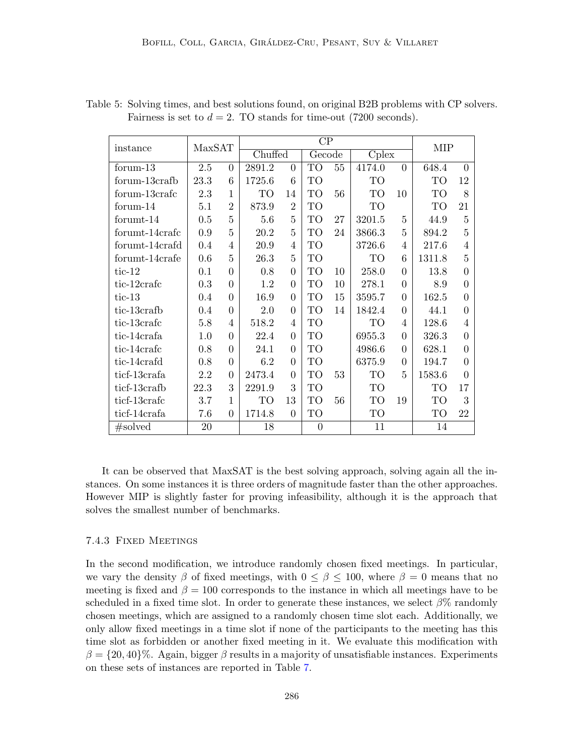Table 5: Solving times, and best solutions found, on original B2B problems with CP solvers. Fairness is set to $d = 2$. TO stands for time-out (7200 seconds).

| instance | MaxSAT | | CP | | | | | | MIP | |
|---|---|---|---|---|---|---|---|---|---|---|
| | | | Chuffed | | Gecode | | Cplex | | | |
| forum-13 | 2.5 | 0 | 2891.2 | 0 | TO | 55 | 4174.0 | 0 | 648.4 | 0 |
| forum-13crafb | 23.3 | 6 | 1725.6 | 6 | TO | | TO | | TO | 12 |
| forum-13crafc | 2.3 | 1 | TO | 14 | TO | 56 | TO | 10 | TO | 8 |
| forum-14 | 5.1 | 2 | 873.9 | 2 | TO | | TO | | TO | 21 |
| forumt-14 | 0.5 | 5 | 5.6 | 5 | TO | 27 | 3201.5 | 5 | 44.9 | 5 |
| forumt-14crafc | 0.9 | 5 | 20.2 | 5 | TO | 24 | 3866.3 | 5 | 894.2 | 5 |
| forumt-14crafd | 0.4 | 4 | 20.9 | 4 | TO | | 3726.6 | 4 | 217.6 | 4 |
| forumt-14crafe | 0.6 | 5 | 26.3 | 5 | TO | | TO | 6 | 1311.8 | 5 |
| tic-12 | 0.1 | 0 | 0.8 | 0 | TO | 10 | 258.0 | 0 | 13.8 | 0 |
| tic-12crafc | 0.3 | 0 | 1.2 | 0 | TO | 10 | 278.1 | 0 | 8.9 | 0 |
| tic-13 | 0.4 | 0 | 16.9 | 0 | TO | 15 | 3595.7 | 0 | 162.5 | 0 |
| tic-13crafb | 0.4 | 0 | 2.0 | 0 | TO | 14 | 1842.4 | 0 | 44.1 | 0 |
| tic-13crafc | 5.8 | 4 | 518.2 | 4 | TO | | TO | 4 | 128.6 | 4 |
| tic-14crafa | 1.0 | 0 | 22.4 | 0 | TO | | 6955.3 | 0 | 326.3 | 0 |
| tic-14crafc | 0.8 | 0 | 24.1 | 0 | TO | | 4986.6 | 0 | 628.1 | 0 |
| tic-14crafd | 0.8 | 0 | 6.2 | 0 | TO | | 6375.9 | 0 | 194.7 | 0 |
| ticf-13crafa | 2.2 | 0 | 2473.4 | 0 | TO | 53 | TO | 5 | 1583.6 | 0 |
| ticf-13crafb | 22.3 | 3 | 2291.9 | 3 | TO | | TO | | TO | 17 |
| ticf-13crafc | 3.7 | 1 | TO | 13 | TO | 56 | TO | 19 | TO | 3 |
| ticf-14crafa | 7.6 | 0 | 1714.8 | 0 | TO | | TO | | TO | 22 |
| #solved | 20 | | 18 | | 0 | | 11 | | 14 | |

It can be observed that MaxSAT is the best solving approach, solving again all the instances. On some instances it is three orders of magnitude faster than the other approaches. However MIP is slightly faster for proving infeasibility, although it is the approach that solves the smallest number of benchmarks.

#### 7.4.3 Fixed Meetings

In the second modification, we introduce randomly chosen fixed meetings. In particular, we vary the density $\beta$ of fixed meetings, with $0 \leq \beta \leq 100$, where $\beta = 0$ means that no meeting is fixed and $\beta = 100$ corresponds to the instance in which all meetings have to be scheduled in a fixed time slot. In order to generate these instances, we select $\beta\%$ randomly chosen meetings, which are assigned to a randomly chosen time slot each. Additionally, we only allow fixed meetings in a time slot if none of the participants to the meeting has this time slot as forbidden or another fixed meeting in it. We evaluate this modification with $\beta = \{20, 40\}\%$. Again, bigger $\beta$ results in a majority of unsatisfiable instances. Experiments on these sets of instances are reported in Table 7.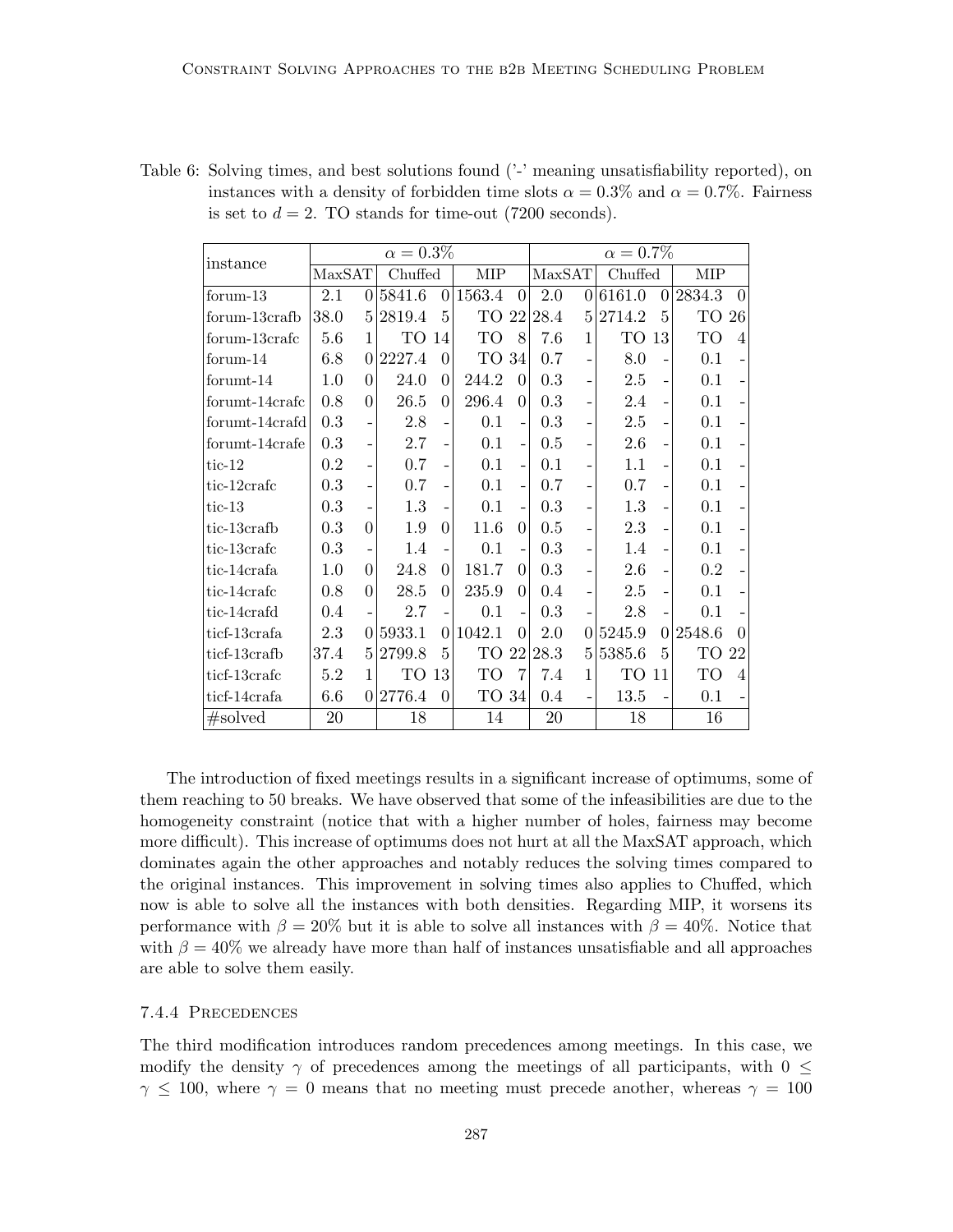Table 6: Solving times, and best solutions found ('-' meaning unsatisfiability reported), on instances with a density of forbidden time slots $\alpha = 0.3\%$ and $\alpha = 0.7\%$. Fairness is set to $d = 2$. TO stands for time-out (7200 seconds).

| instance | $\alpha = 0.3\%$ | | | | | | $\alpha = 0.7\%$ | | | | | |
|---|---|---|---|---|---|---|---|---|---|---|---|---|
| | MaxSAT | | Chuffed | | MIP | | MaxSAT | | Chuffed | | MIP | |
| forum-13 | 2.1 | 0 | 5841.6 | 0 | 1563.4 | 0 | 2.0 | 0 | 6161.0 | 0 | 2834.3 | 0 |
| forum-13crafb | 38.0 | 5 | 2819.4 | 5 | TO | 22 | 28.4 | 5 | 2714.2 | 5 | TO | 26 |
| forum-13crafc | 5.6 | 1 | TO | 14 | TO | 8 | 7.6 | 1 | TO | 13 | TO | 4 |
| forum-14 | 6.8 | 0 | 2227.4 | 0 | TO | 34 | 0.7 | - | 8.0 | - | 0.1 | - |
| forumt-14 | 1.0 | 0 | 24.0 | 0 | 244.2 | 0 | 0.3 | - | 2.5 | - | 0.1 | - |
| forumt-14crafc | 0.8 | 0 | 26.5 | 0 | 296.4 | 0 | 0.3 | - | 2.4 | - | 0.1 | - |
| forumt-14crafd | 0.3 | - | 2.8 | - | 0.1 | - | 0.3 | - | 2.5 | - | 0.1 | - |
| forumt-14crafe | 0.3 | - | 2.7 | - | 0.1 | - | 0.5 | - | 2.6 | - | 0.1 | - |
| tic-12 | 0.2 | - | 0.7 | - | 0.1 | - | 0.1 | - | 1.1 | - | 0.1 | - |
| tic-12crafc | 0.3 | - | 0.7 | - | 0.1 | - | 0.7 | - | 0.7 | - | 0.1 | - |
| tic-13 | 0.3 | - | 1.3 | - | 0.1 | - | 0.3 | - | 1.3 | - | 0.1 | - |
| tic-13crafb | 0.3 | 0 | 1.9 | 0 | 11.6 | 0 | 0.5 | - | 2.3 | - | 0.1 | - |
| tic-13crafc | 0.3 | - | 1.4 | - | 0.1 | - | 0.3 | - | 1.4 | - | 0.1 | - |
| tic-14crafa | 1.0 | 0 | 24.8 | 0 | 181.7 | 0 | 0.3 | - | 2.6 | - | 0.2 | - |
| tic-14crafc | 0.8 | 0 | 28.5 | 0 | 235.9 | 0 | 0.4 | - | 2.5 | - | 0.1 | - |
| tic-14crafd | 0.4 | - | 2.7 | - | 0.1 | - | 0.3 | - | 2.8 | - | 0.1 | - |
| ticf-13crafa | 2.3 | 0 | 5933.1 | 0 | 1042.1 | 0 | 2.0 | 0 | 5245.9 | 0 | 2548.6 | 0 |
| ticf-13crafb | 37.4 | 5 | 2799.8 | 5 | TO | 22 | 28.3 | 5 | 5385.6 | 5 | TO | 22 |
| ticf-13crafc | 5.2 | 1 | TO | 13 | TO | 7 | 7.4 | 1 | TO | 11 | TO | 4 |
| ticf-14crafa | 6.6 | 0 | 2776.4 | 0 | TO | 34 | 0.4 | - | 13.5 | - | 0.1 | - |
| #solved | 20 | | 18 | | 14 | | 20 | | 18 | | 16 | |

The introduction of fixed meetings results in a significant increase of optimums, some of them reaching to 50 breaks. We have observed that some of the infeasibilities are due to the homogeneity constraint (notice that with a higher number of holes, fairness may become more difficult). This increase of optimums does not hurt at all the MaxSAT approach, which dominates again the other approaches and notably reduces the solving times compared to the original instances. This improvement in solving times also applies to Chuffed, which now is able to solve all the instances with both densities. Regarding MIP, it worsens its performance with $\beta = 20\%$ but it is able to solve all instances with $\beta = 40\%$. Notice that with $\beta = 40\%$ we already have more than half of instances unsatisfiable and all approaches are able to solve them easily.

#### 7.4.4 Precedences

The third modification introduces random precedences among meetings. In this case, we modify the density $\gamma$ of precedences among the meetings of all participants, with $0 \leq \gamma \leq 100$, where $\gamma = 0$ means that no meeting must precede another, whereas $\gamma = 100$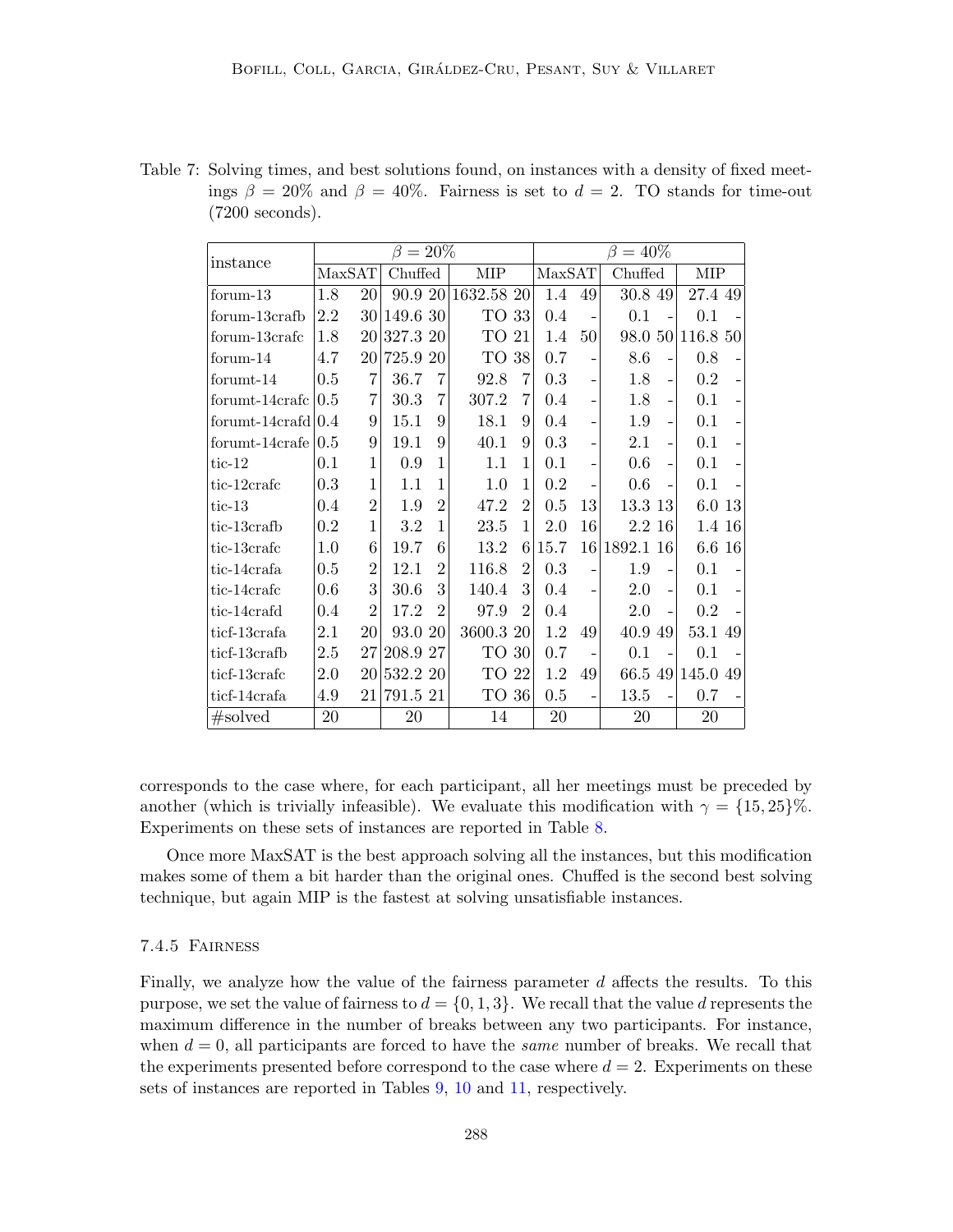Table 7: Solving times, and best solutions found, on instances with a density of fixed meetings $\beta = 20\%$ and $\beta = 40\%$. Fairness is set to $d = 2$. TO stands for time-out (7200 seconds).

| instance | $\beta = 20\%$ | | | | | | $\beta = 40\%$ | | | | | |
|---|---|---|---|---|---|---|---|---|---|---|---|---|
| | MaxSAT | | Chuffed | | MIP | | MaxSAT | | Chuffed | | MIP | |
| forum-13 | 1.8 | 20 | 90.9 | 20 | 1632.58 | 20 | 1.4 | 49 | 30.8 | 49 | 27.4 | 49 |
| forum-13crafb | 2.2 | 30 | 149.6 | 30 | TO | 33 | 0.4 | - | 0.1 | - | 0.1 | - |
| forum-13crafc | 1.8 | 20 | 327.3 | 20 | TO | 21 | 1.4 | 50 | 98.0 | 50 | 116.8 | 50 |
| forum-14 | 4.7 | 20 | 725.9 | 20 | TO | 38 | 0.7 | - | 8.6 | - | 0.8 | - |
| forumt-14 | 0.5 | 7 | 36.7 | 7 | 92.8 | 7 | 0.3 | - | 1.8 | - | 0.2 | - |
| forumt-14crafc | 0.5 | 7 | 30.3 | 7 | 307.2 | 7 | 0.4 | - | 1.8 | - | 0.1 | - |
| forumt-14crafd | 0.4 | 9 | 15.1 | 9 | 18.1 | 9 | 0.4 | - | 1.9 | - | 0.1 | - |
| forumt-14crafe | 0.5 | 9 | 19.1 | 9 | 40.1 | 9 | 0.3 | - | 2.1 | - | 0.1 | - |
| tic-12 | 0.1 | 1 | 0.9 | 1 | 1.1 | 1 | 0.1 | - | 0.6 | - | 0.1 | - |
| tic-12crafc | 0.3 | 1 | 1.1 | 1 | 1.0 | 1 | 0.2 | - | 0.6 | - | 0.1 | - |
| tic-13 | 0.4 | 2 | 1.9 | 2 | 47.2 | 2 | 0.5 | 13 | 13.3 | 13 | 6.0 | 13 |
| tic-13crafb | 0.2 | 1 | 3.2 | 1 | 23.5 | 1 | 2.0 | 16 | 2.2 | 16 | 1.4 | 16 |
| tic-13crafc | 1.0 | 6 | 19.7 | 6 | 13.2 | 6 | 15.7 | 16 | 1892.1 | 16 | 6.6 | 16 |
| tic-14crafa | 0.5 | 2 | 12.1 | 2 | 116.8 | 2 | 0.3 | - | 1.9 | - | 0.1 | - |
| tic-14crafc | 0.6 | 3 | 30.6 | 3 | 140.4 | 3 | 0.4 | - | 2.0 | - | 0.1 | - |
| tic-14crafd | 0.4 | 2 | 17.2 | 2 | 97.9 | 2 | 0.4 | | 2.0 | - | 0.2 | - |
| ticf-13crafa | 2.1 | 20 | 93.0 | 20 | 3600.3 | 20 | 1.2 | 49 | 40.9 | 49 | 53.1 | 49 |
| ticf-13crafb | 2.5 | 27 | 208.9 | 27 | TO | 30 | 0.7 | - | 0.1 | - | 0.1 | - |
| ticf-13crafc | 2.0 | 20 | 532.2 | 20 | TO | 22 | 1.2 | 49 | 66.5 | 49 | 145.0 | 49 |
| ticf-14crafa | 4.9 | 21 | 791.5 | 21 | TO | 36 | 0.5 | - | 13.5 | - | 0.7 | - |
| #solved | 20 | | 20 | | 14 | | 20 | | 20 | | 20 | |

corresponds to the case where, for each participant, all her meetings must be preceded by another (which is trivially infeasible). We evaluate this modification with $\gamma = \{15, 25\}\%$. Experiments on these sets of instances are reported in Table 8.

Once more MaxSAT is the best approach solving all the instances, but this modification makes some of them a bit harder than the original ones. Chuffed is the second best solving technique, but again MIP is the fastest at solving unsatisfiable instances.

#### 7.4.5 Fairness

Finally, we analyze how the value of the fairness parameter $d$ affects the results. To this purpose, we set the value of fairness to $d = \{0, 1, 3\}$. We recall that the value $d$ represents the maximum difference in the number of breaks between any two participants. For instance, when $d = 0$, all participants are forced to have the *same* number of breaks. We recall that the experiments presented before correspond to the case where $d = 2$. Experiments on these sets of instances are reported in Tables 9, 10 and 11, respectively.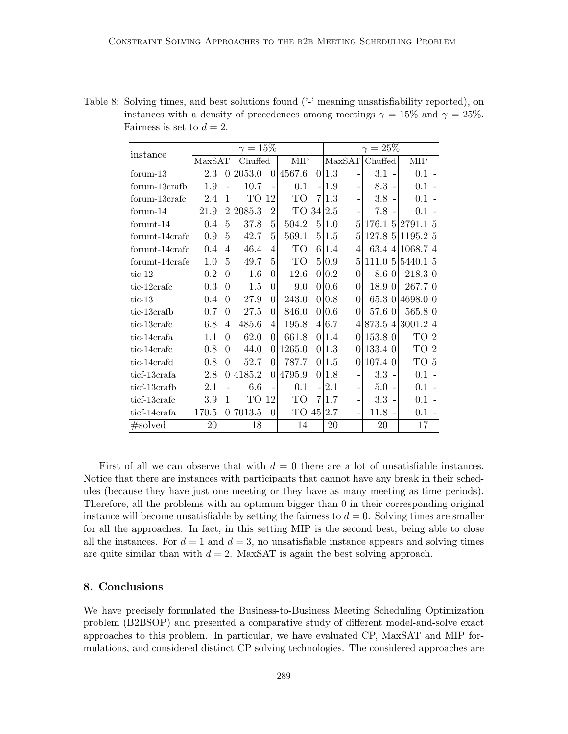Table 8: Solving times, and best solutions found ('-' meaning unsatisfiability reported), on instances with a density of precedences among meetings $\gamma = 15\%$ and $\gamma = 25\%$. Fairness is set to $d = 2$.

| instance | $\gamma = 15\%$ | | | | | | $\gamma = 25\%$ | | | | | |
|---|---|---|---|---|---|---|---|---|---|---|---|---|
| | MaxSAT | | Chuffed | | MIP | | MaxSAT | | Chuffed | | MIP | |
| forum-13 | 2.3 | 0 | 2053.0 | 0 | 4567.6 | 0 | 1.3 | - | 3.1 | - | 0.1 | - |
| forum-13crafb | 1.9 | - | 10.7 | - | 0.1 | - | 1.9 | - | 8.3 | - | 0.1 | - |
| forum-13crafc | 2.4 | 1 | TO | 12 | TO | 7 | 1.3 | - | 3.8 | - | 0.1 | - |
| forum-14 | 21.9 | 2 | 2085.3 | 2 | TO | 34 | 2.5 | - | 7.8 | - | 0.1 | - |
| forumt-14 | 0.4 | 5 | 37.8 | 5 | 504.2 | 5 | 1.0 | 5 | 176.1 | 5 | 2791.1 | 5 |
| forumt-14crafc | 0.9 | 5 | 42.7 | 5 | 569.1 | 5 | 1.5 | 5 | 127.8 | 5 | 1195.2 | 5 |
| forumt-14crafd | 0.4 | 4 | 46.4 | 4 | TO | 6 | 1.4 | 4 | 63.4 | 4 | 1068.7 | 4 |
| forumt-14crafe | 1.0 | 5 | 49.7 | 5 | TO | 5 | 0.9 | 5 | 111.0 | 5 | 5440.1 | 5 |
| tic-12 | 0.2 | 0 | 1.6 | 0 | 12.6 | 0 | 0.2 | 0 | 8.6 | 0 | 218.3 | 0 |
| tic-12crafc | 0.3 | 0 | 1.5 | 0 | 9.0 | 0 | 0.6 | 0 | 18.9 | 0 | 267.7 | 0 |
| tic-13 | 0.4 | 0 | 27.9 | 0 | 243.0 | 0 | 0.8 | 0 | 65.3 | 0 | 4698.0 | 0 |
| tic-13crafb | 0.7 | 0 | 27.5 | 0 | 846.0 | 0 | 0.6 | 0 | 57.6 | 0 | 565.8 | 0 |
| tic-13crafc | 6.8 | 4 | 485.6 | 4 | 195.8 | 4 | 6.7 | 4 | 873.5 | 4 | 3001.2 | 4 |
| tic-14crafa | 1.1 | 0 | 62.0 | 0 | 661.8 | 0 | 1.4 | 0 | 153.8 | 0 | TO | 2 |
| tic-14crafc | 0.8 | 0 | 44.0 | 0 | 1265.0 | 0 | 1.3 | 0 | 133.4 | 0 | TO | 2 |
| tic-14crafd | 0.8 | 0 | 52.7 | 0 | 787.7 | 0 | 1.5 | 0 | 107.4 | 0 | TO | 5 |
| ticf-13crafa | 2.8 | 0 | 4185.2 | 0 | 4795.9 | 0 | 1.8 | - | 3.3 | - | 0.1 | - |
| ticf-13crafb | 2.1 | - | 6.6 | - | 0.1 | - | 2.1 | - | 5.0 | - | 0.1 | - |
| ticf-13crafc | 3.9 | 1 | TO | 12 | TO | 7 | 1.7 | - | 3.3 | - | 0.1 | - |
| ticf-14crafa | 170.5 | 0 | 7013.5 | 0 | TO | 45 | 2.7 | - | 11.8 | - | 0.1 | - |
| #solved | 20 | | 18 | | 14 | | 20 | | 20 | | 17 | |

First of all we can observe that with $d = 0$ there are a lot of unsatisfiable instances. Notice that there are instances with participants that cannot have any break in their schedules (because they have just one meeting or they have as many meeting as time periods). Therefore, all the problems with an optimum bigger than 0 in their corresponding original instance will become unsatisfiable by setting the fairness to $d = 0$. Solving times are smaller for all the approaches. In fact, in this setting MIP is the second best, being able to close all the instances. For $d = 1$ and $d = 3$, no unsatisfiable instance appears and solving times are quite similar than with $d = 2$. MaxSAT is again the best solving approach.

## 8. Conclusions

We have precisely formulated the Business-to-Business Meeting Scheduling Optimization problem (B2BSOP) and presented a comparative study of different model-and-solve exact approaches to this problem. In particular, we have evaluated CP, MaxSAT and MIP formulations, and considered distinct CP solving technologies. The considered approaches are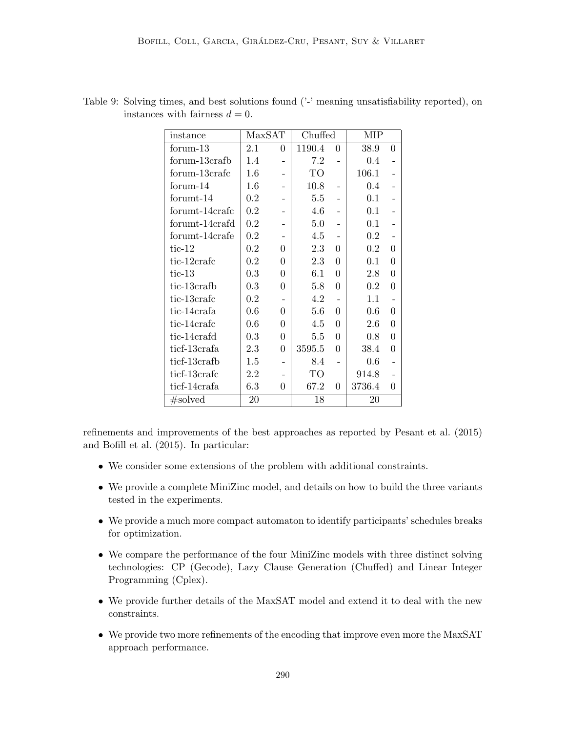Table 9: Solving times, and best solutions found ('-' meaning unsatisfiability reported), on instances with fairness $d = 0$.

| instance | MaxSAT | | Chuffed | | MIP | |
|---|---|---|---|---|---|---|
| forum-13 | 2.1 | 0 | 1190.4 | 0 | 38.9 | 0 |
| forum-13crafb | 1.4 | - | 7.2 | - | 0.4 | - |
| forum-13crafc | 1.6 | - | TO | | 106.1 | - |
| forum-14 | 1.6 | - | 10.8 | - | 0.4 | - |
| forumt-14 | 0.2 | - | 5.5 | - | 0.1 | - |
| forumt-14crafc | 0.2 | - | 4.6 | - | 0.1 | - |
| forumt-14crafd | 0.2 | - | 5.0 | - | 0.1 | - |
| forumt-14crafe | 0.2 | - | 4.5 | - | 0.2 | - |
| tic-12 | 0.2 | 0 | 2.3 | 0 | 0.2 | 0 |
| tic-12crafc | 0.2 | 0 | 2.3 | 0 | 0.1 | 0 |
| tic-13 | 0.3 | 0 | 6.1 | 0 | 2.8 | 0 |
| tic-13crafb | 0.3 | 0 | 5.8 | 0 | 0.2 | 0 |
| tic-13crafc | 0.2 | - | 4.2 | - | 1.1 | - |
| tic-14crafa | 0.6 | 0 | 5.6 | 0 | 0.6 | 0 |
| tic-14crafc | 0.6 | 0 | 4.5 | 0 | 2.6 | 0 |
| tic-14crafd | 0.3 | 0 | 5.5 | 0 | 0.8 | 0 |
| ticf-13crafa | 2.3 | 0 | 3595.5 | 0 | 38.4 | 0 |
| ticf-13crafb | 1.5 | - | 8.4 | - | 0.6 | - |
| ticf-13crafc | 2.2 | - | TO | | 914.8 | - |
| ticf-14crafa | 6.3 | 0 | 67.2 | 0 | 3736.4 | 0 |
| #solved | 20 | | 18 | | 20 | |

refinements and improvements of the best approaches as reported by Pesant et al. (2015) and Bofill et al. (2015). In particular:

- We consider some extensions of the problem with additional constraints.
- We provide a complete MiniZinc model, and details on how to build the three variants tested in the experiments.
- We provide a much more compact automaton to identify participants' schedules breaks for optimization.
- We compare the performance of the four MiniZinc models with three distinct solving technologies: CP (Gecode), Lazy Clause Generation (Chuffed) and Linear Integer Programming (Cplex).
- We provide further details of the MaxSAT model and extend it to deal with the new constraints.
- We provide two more refinements of the encoding that improve even more the MaxSAT approach performance.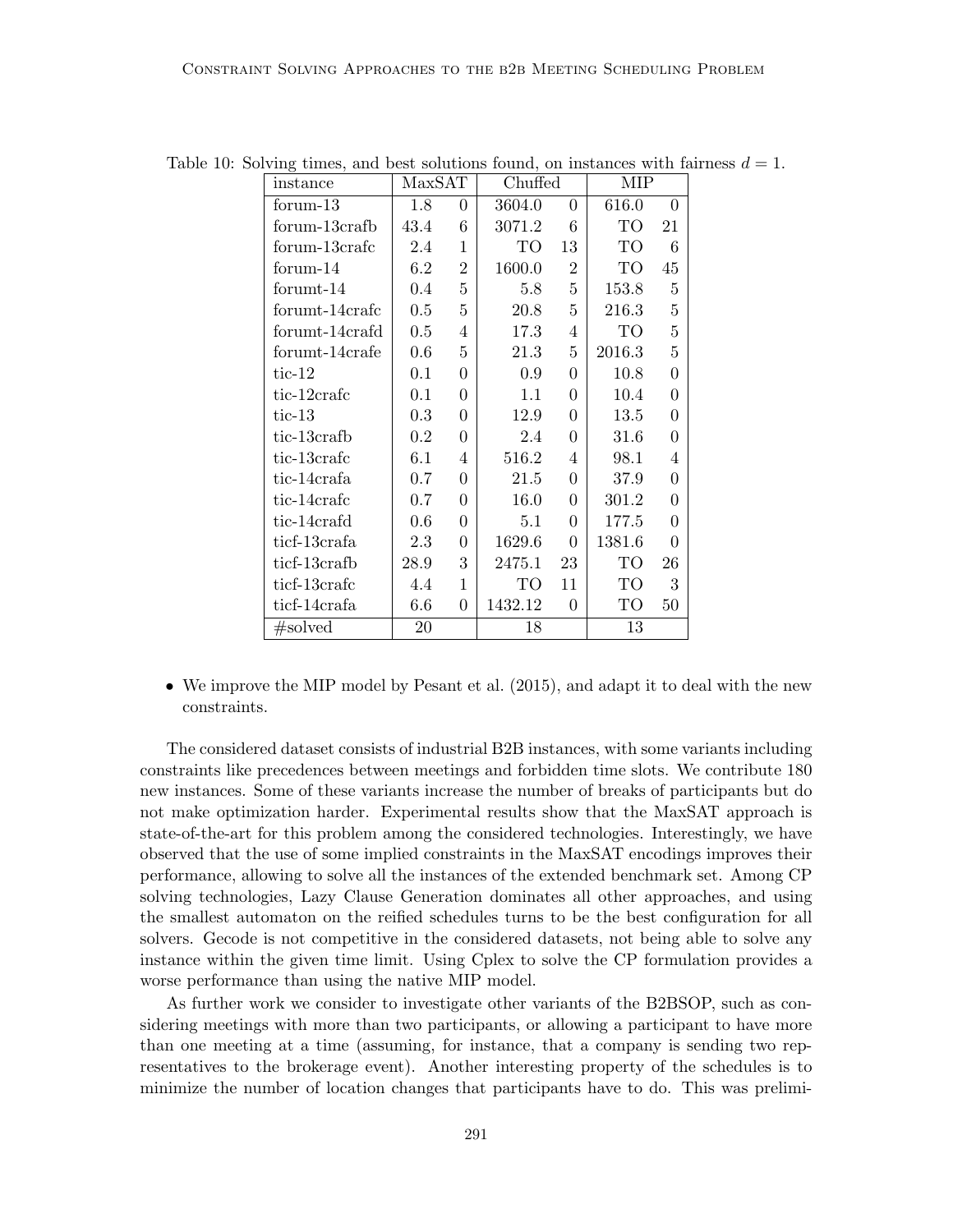Table 10: Solving times, and best solutions found, on instances with fairness $d = 1$.

| instance | MaxSAT | | Chuffed | | MIP | |
|---|---|---|---|---|---|---|
| forum-13 | 1.8 | 0 | 3604.0 | 0 | 616.0 | 0 |
| forum-13crafb | 43.4 | 6 | 3071.2 | 6 | TO | 21 |
| forum-13crafc | 2.4 | 1 | TO | 13 | TO | 6 |
| forum-14 | 6.2 | 2 | 1600.0 | 2 | TO | 45 |
| forumt-14 | 0.4 | 5 | 5.8 | 5 | 153.8 | 5 |
| forumt-14crafc | 0.5 | 5 | 20.8 | 5 | 216.3 | 5 |
| forumt-14crafd | 0.5 | 4 | 17.3 | 4 | TO | 5 |
| forumt-14crafe | 0.6 | 5 | 21.3 | 5 | 2016.3 | 5 |
| tic-12 | 0.1 | 0 | 0.9 | 0 | 10.8 | 0 |
| tic-12crafc | 0.1 | 0 | 1.1 | 0 | 10.4 | 0 |
| tic-13 | 0.3 | 0 | 12.9 | 0 | 13.5 | 0 |
| tic-13crafb | 0.2 | 0 | 2.4 | 0 | 31.6 | 0 |
| tic-13crafc | 6.1 | 4 | 516.2 | 4 | 98.1 | 4 |
| tic-14crafa | 0.7 | 0 | 21.5 | 0 | 37.9 | 0 |
| tic-14crafc | 0.7 | 0 | 16.0 | 0 | 301.2 | 0 |
| tic-14crafd | 0.6 | 0 | 5.1 | 0 | 177.5 | 0 |
| ticf-13crafa | 2.3 | 0 | 1629.6 | 0 | 1381.6 | 0 |
| ticf-13crafb | 28.9 | 3 | 2475.1 | 23 | TO | 26 |
| ticf-13crafc | 4.4 | 1 | TO | 11 | TO | 3 |
| ticf-14crafa | 6.6 | 0 | 1432.12 | 0 | TO | 50 |
| #solved | 20 | | 18 | | 13 | |

- We improve the MIP model by Pesant et al. (2015), and adapt it to deal with the new constraints.

The considered dataset consists of industrial B2B instances, with some variants including constraints like precedences between meetings and forbidden time slots. We contribute 180 new instances. Some of these variants increase the number of breaks of participants but do not make optimization harder. Experimental results show that the MaxSAT approach is state-of-the-art for this problem among the considered technologies. Interestingly, we have observed that the use of some implied constraints in the MaxSAT encodings improves their performance, allowing to solve all the instances of the extended benchmark set. Among CP solving technologies, Lazy Clause Generation dominates all other approaches, and using the smallest automaton on the reified schedules turns to be the best configuration for all solvers. Gecode is not competitive in the considered datasets, not being able to solve any instance within the given time limit. Using Cplex to solve the CP formulation provides a worse performance than using the native MIP model.

As further work we consider to investigate other variants of the B2BSOP, such as considering meetings with more than two participants, or allowing a participant to have more than one meeting at a time (assuming, for instance, that a company is sending two representatives to the brokerage event). Another interesting property of the schedules is to minimize the number of location changes that participants have to do. This was prelimi-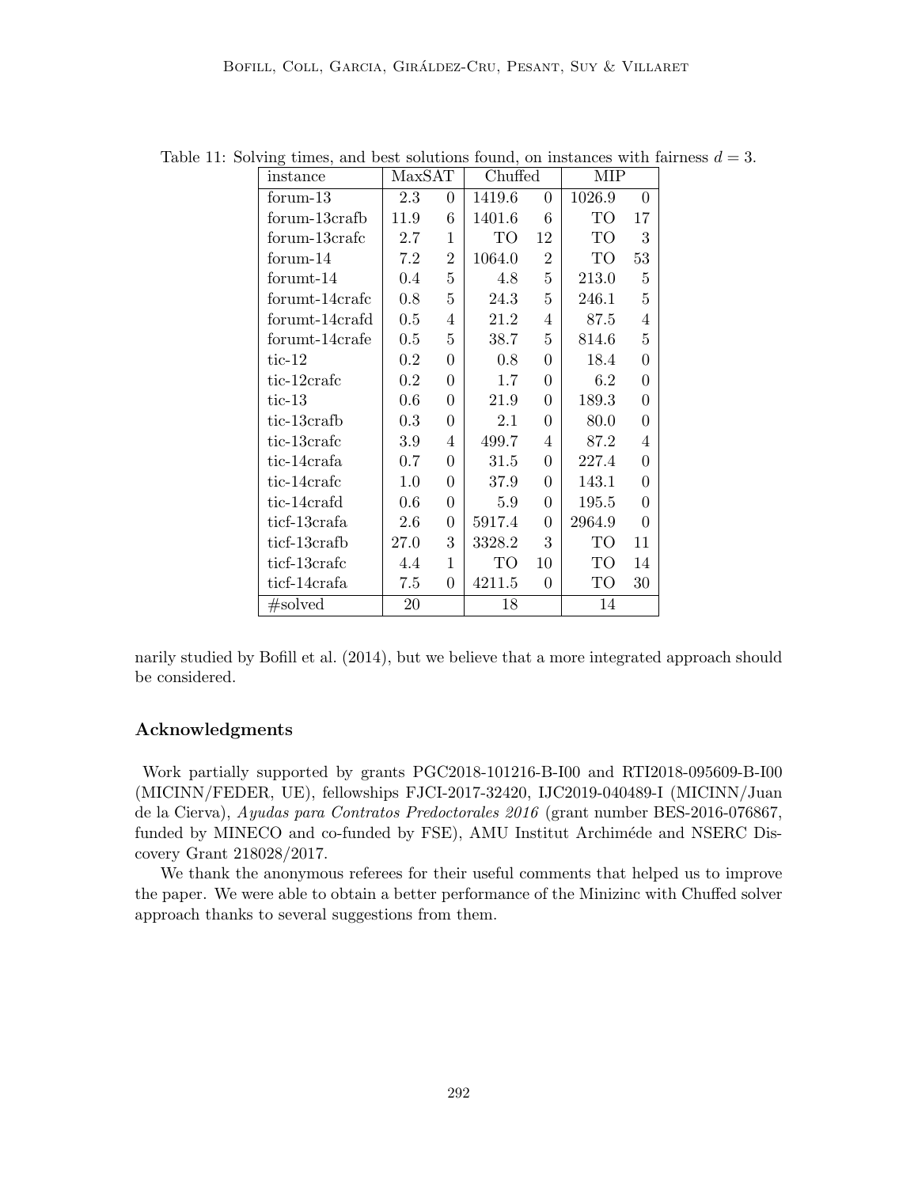Table 11: Solving times, and best solutions found, on instances with fairness $d = 3$.

| instance | MaxSAT | | Chuffed | | MIP | |
|---|---|---|---|---|---|---|
| forum-13 | 2.3 | 0 | 1419.6 | 0 | 1026.9 | 0 |
| forum-13crafb | 11.9 | 6 | 1401.6 | 6 | TO | 17 |
| forum-13crafc | 2.7 | 1 | TO | 12 | TO | 3 |
| forum-14 | 7.2 | 2 | 1064.0 | 2 | TO | 53 |
| forumt-14 | 0.4 | 5 | 4.8 | 5 | 213.0 | 5 |
| forumt-14crafc | 0.8 | 5 | 24.3 | 5 | 246.1 | 5 |
| forumt-14crafd | 0.5 | 4 | 21.2 | 4 | 87.5 | 4 |
| forumt-14crafe | 0.5 | 5 | 38.7 | 5 | 814.6 | 5 |
| tic-12 | 0.2 | 0 | 0.8 | 0 | 18.4 | 0 |
| tic-12crafc | 0.2 | 0 | 1.7 | 0 | 6.2 | 0 |
| tic-13 | 0.6 | 0 | 21.9 | 0 | 189.3 | 0 |
| tic-13crafb | 0.3 | 0 | 2.1 | 0 | 80.0 | 0 |
| tic-13crafc | 3.9 | 4 | 499.7 | 4 | 87.2 | 4 |
| tic-14crafa | 0.7 | 0 | 31.5 | 0 | 227.4 | 0 |
| tic-14crafc | 1.0 | 0 | 37.9 | 0 | 143.1 | 0 |
| tic-14crafd | 0.6 | 0 | 5.9 | 0 | 195.5 | 0 |
| ticf-13crafa | 2.6 | 0 | 5917.4 | 0 | 2964.9 | 0 |
| ticf-13crafb | 27.0 | 3 | 3328.2 | 3 | TO | 11 |
| ticf-13crafc | 4.4 | 1 | TO | 10 | TO | 14 |
| ticf-14crafa | 7.5 | 0 | 4211.5 | 0 | TO | 30 |
| #solved | 20 | | 18 | | 14 | |

narily studied by Bofill et al. (2014), but we believe that a more integrated approach should be considered.

## Acknowledgments

Work partially supported by grants PGC2018-101216-B-I00 and RTI2018-095609-B-I00 (MICINN/FEDER, UE), fellowships FJCI-2017-32420, IJC2019-040489-I (MICINN/Juan de la Cierva), *Ayudas para Contratos Predoctorales 2016* (grant number BES-2016-076867, funded by MINECO and co-funded by FSE), AMU Institut Archiméde and NSERC Discovery Grant 218028/2017.

We thank the anonymous referees for their useful comments that helped us to improve the paper. We were able to obtain a better performance of the Minizinc with Chuffed solver approach thanks to several suggestions from them.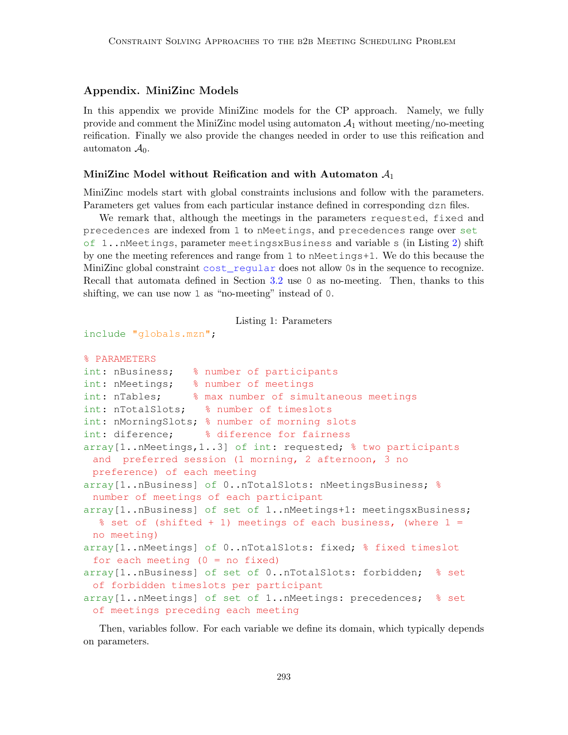## Appendix. MiniZinc Models

In this appendix we provide MiniZinc models for the CP approach. Namely, we fully provide and comment the MiniZinc model using automaton $\mathcal{A}_1$ without meeting/no-meeting reification. Finally we also provide the changes needed in order to use this reification and automaton $\mathcal{A}_0$.

### MiniZinc Model without Reification and with Automaton $\mathcal{A}_1$

MiniZinc models start with global constraints inclusions and follow with the parameters. Parameters get values from each particular instance defined in corresponding dzn files.

We remark that, although the meetings in the parameters requested, fixed and precedences are indexed from 1 to nMeetings, and precedences range over set of 1..nMeetings, parameter meetingsxBusiness and variable s (in Listing 2) shift by one the meeting references and range from 1 to nMeetings+1. We do this because the MiniZinc global constraint cost_regular does not allow 0s in the sequence to recognize. Recall that automata defined in Section 3.2 use 0 as no-meeting. Then, thanks to this shifting, we can use now 1 as "no-meeting" instead of 0.

Listing 1: Parameters

```
include "globals.mzn";

% PARAMETERS
int: nBusiness;    % number of participants
int: nMeetings;    % number of meetings
int: nTables;      % max number of simultaneous meetings
int: nTotalSlots;   % number of timeslots
int: nMorningSlots; % number of morning slots
int: diference;     % diference for fairness
array[1..nMeetings,1..3] of int: requested; % two participants
  and  preferred session (1 morning, 2 afternoon, 3 no
  preference) of each meeting
array[1..nBusiness] of 0..nTotalSlots: nMeetingsBusiness; %
  number of meetings of each participant
array[1..nBusiness] of set of 1..nMeetings+1: meetingsxBusiness;
   % set of (shifted + 1) meetings of each business, (where 1 =
  no meeting)
array[1..nMeetings] of 0..nTotalSlots: fixed; % fixed timeslot
  for each meeting (0 = no fixed)
array[1..nBusiness] of set of 0..nTotalSlots: forbidden;  % set
  of forbidden timeslots per participant
array[1..nMeetings] of set of 1..nMeetings: precedences;  % set
  of meetings preceding each meeting
```

Then, variables follow. For each variable we define its domain, which typically depends on parameters.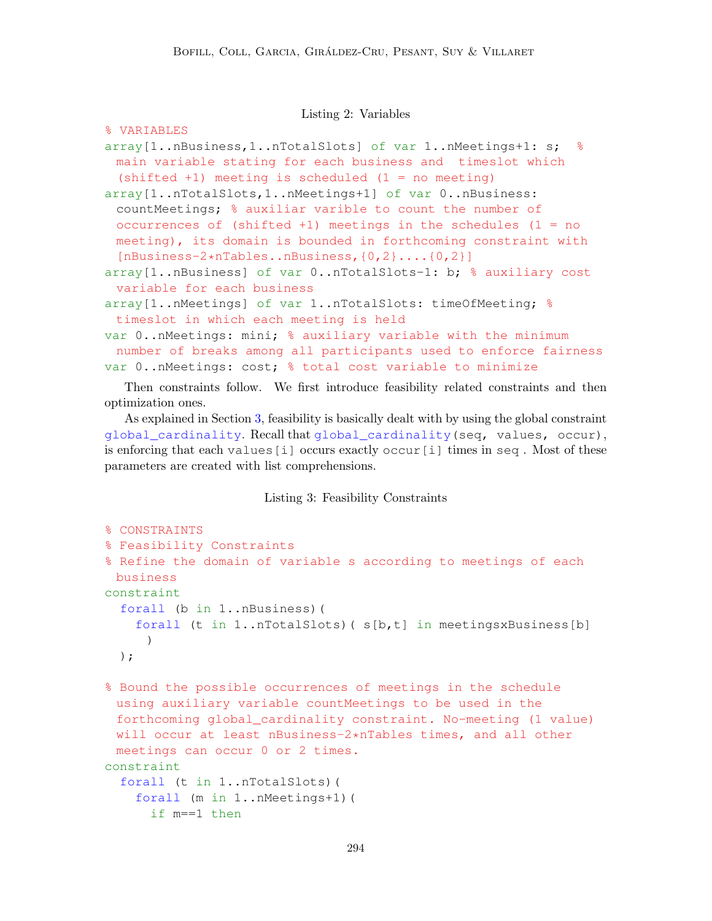Listing 2: Variables

```
% VARIABLES
array[1..nBusiness,1..nTotalSlots] of var 1..nMeetings+1: s;  %
  main variable stating for each business and  timeslot which
  (shifted +1) meeting is scheduled (1 = no meeting)
array[1..nTotalSlots,1..nMeetings+1] of var 0..nBusiness:
  countMeetings; % auxiliar varible to count the number of
  occurrences of (shifted +1) meetings in the schedules (1 = no
  meeting), its domain is bounded in forthcoming constraint with
  [nBusiness-2*nTables..nBusiness,{0,2}....{0,2}]
array[1..nBusiness] of var 0..nTotalSlots-1: b; % auxiliary cost
  variable for each business
array[1..nMeetings] of var 1..nTotalSlots: timeOfMeeting; %
  timeslot in which each meeting is held
var 0..nMeetings: mini; % auxiliary variable with the minimum
  number of breaks among all participants used to enforce fairness
var 0..nMeetings: cost; % total cost variable to minimize
```

Then constraints follow. We first introduce feasibility related constraints and then optimization ones.

As explained in Section 3, feasibility is basically dealt with by using the global constraint `global_cardinality`. Recall that `global_cardinality(seq, values, occur)`, is enforcing that each `values[i]` occurs exactly `occur[i]` times in `seq` . Most of these parameters are created with list comprehensions.

Listing 3: Feasibility Constraints

```
% CONSTRAINTS
% Feasibility Constraints
% Refine the domain of variable s according to meetings of each
  business
constraint
  forall (b in 1..nBusiness)(
    forall (t in 1..nTotalSlots)( s[b,t] in meetingsxBusiness[b]
      )
  );

% Bound the possible occurrences of meetings in the schedule
  using auxiliary variable countMeetings to be used in the
  forthcoming global_cardinality constraint. No-meeting (1 value)
  will occur at least nBusiness-2*nTables times, and all other
  meetings can occur 0 or 2 times.
constraint
  forall (t in 1..nTotalSlots)(
    forall (m in 1..nMeetings+1)(
      if m==1 then
```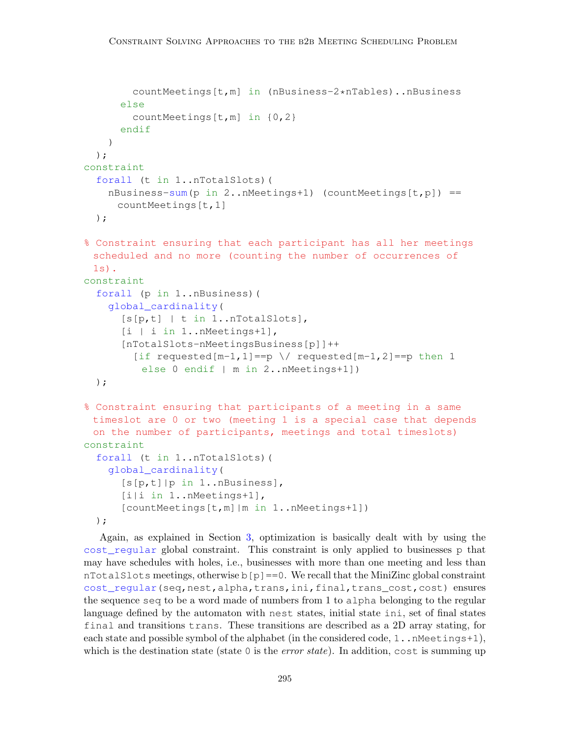```
        countMeetings[t,m] in (nBusiness-2*nTables)..nBusiness
      else
        countMeetings[t,m] in {0,2}
      endif
    )
  );
constraint
  forall (t in 1..nTotalSlots)(
    nBusiness-sum(p in 2..nMeetings+1) (countMeetings[t,p]) ==
      countMeetings[t,1]
  );

% Constraint ensuring that each participant has all her meetings
  scheduled and no more (counting the number of occurrences of
  1s).
constraint
  forall (p in 1..nBusiness)(
    global_cardinality(
      [s[p,t] | t in 1..nTotalSlots],
      [i | i in 1..nMeetings+1],
      [nTotalSlots-nMeetingsBusiness[p]]++
        [if requested[m-1,1]==p \/ requested[m-1,2]==p then 1
          else 0 endif | m in 2..nMeetings+1])
  );

% Constraint ensuring that participants of a meeting in a same
  timeslot are 0 or two (meeting 1 is a special case that depends
  on the number of participants, meetings and total timeslots)
constraint
  forall (t in 1..nTotalSlots)(
    global_cardinality(
      [s[p,t]|p in 1..nBusiness],
      [i|i in 1..nMeetings+1],
      [countMeetings[t,m]|m in 1..nMeetings+1])
  );
```

Again, as explained in Section 3, optimization is basically dealt with by using the `cost_regular` global constraint. This constraint is only applied to businesses `p` that may have schedules with holes, i.e., businesses with more than one meeting and less than `nTotalSlots` meetings, otherwise `b[p]==0`. We recall that the MiniZinc global constraint `cost_regular(seq,nest,alpha,trans,ini,final,trans_cost,cost)` ensures the sequence `seq` to be a word made of numbers from 1 to `alpha` belonging to the regular language defined by the automaton with `nest` states, initial state `ini`, set of final states `final` and transitions `trans`. These transitions are described as a 2D array stating, for each state and possible symbol of the alphabet (in the considered code, `1..nMeetings+1`), which is the destination state (state `0` is the *error state*). In addition, `cost` is summing up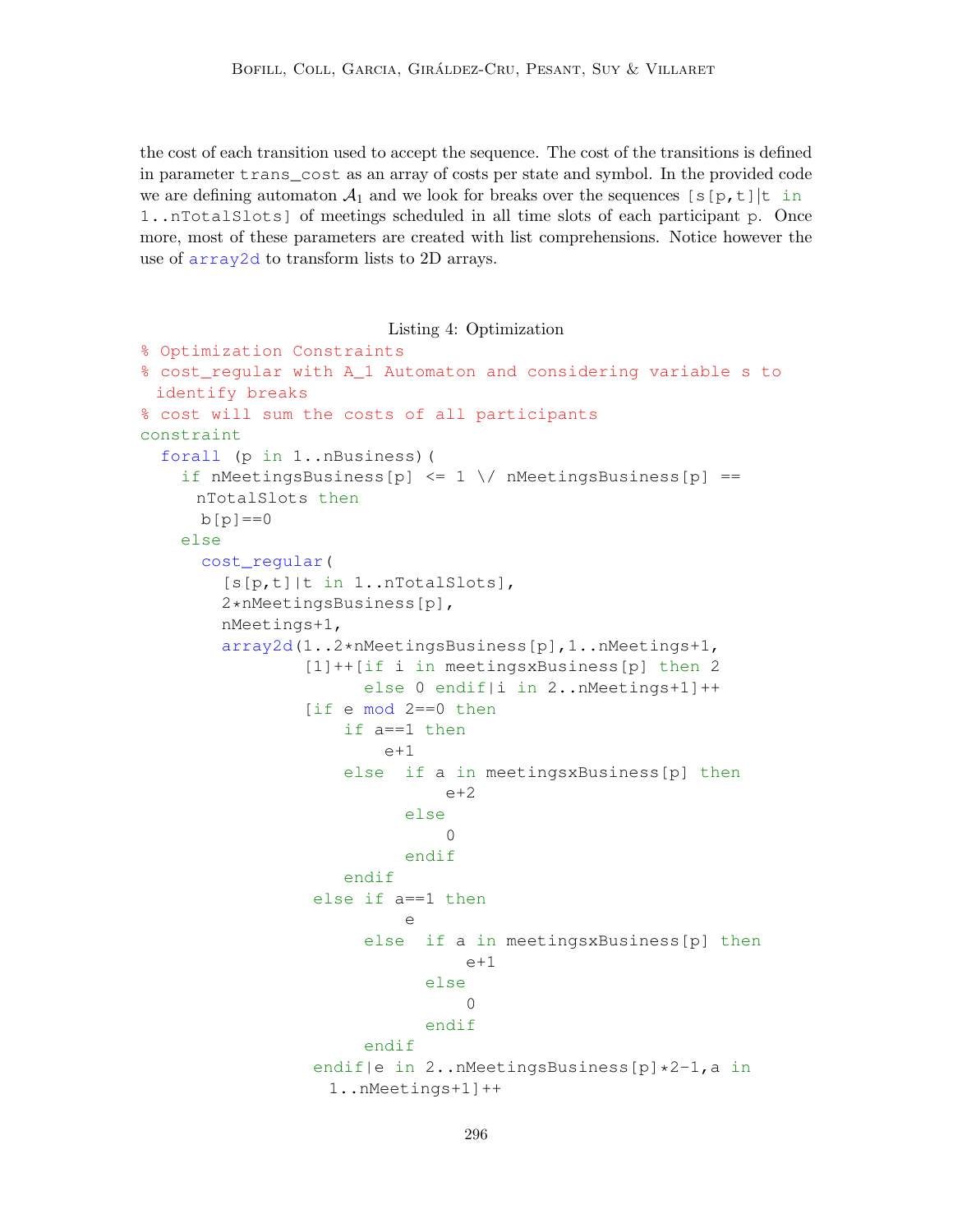the cost of each transition used to accept the sequence. The cost of the transitions is defined in parameter `trans_cost` as an array of costs per state and symbol. In the provided code we are defining automaton $\mathcal{A}_1$ and we look for breaks over the sequences `[s[p,t]|t in 1..nTotalSlots]` of meetings scheduled in all time slots of each participant `p`. Once more, most of these parameters are created with list comprehensions. Notice however the use of `array2d` to transform lists to 2D arrays.

Listing 4: Optimization

```
% Optimization Constraints
% cost_regular with A_1 Automaton and considering variable s to
  identify breaks
% cost will sum the costs of all participants
constraint
  forall (p in 1..nBusiness)(
    if nMeetingsBusiness[p] <= 1 \/ nMeetingsBusiness[p] ==
      nTotalSlots then
       b[p]==0
    else
      cost_regular(
        [s[p,t]|t in 1..nTotalSlots],
        2*nMeetingsBusiness[p],
        nMeetings+1,
        array2d(1..2*nMeetingsBusiness[p],1..nMeetings+1,
                [1]++[if i in meetingsxBusiness[p] then 2
                      else 0 endif|i in 2..nMeetings+1]++
                [if e mod 2==0 then
                    if a==1 then
                        e+1
                    else  if a in meetingsxBusiness[p] then
                              e+2
                          else
                              0
                          endif
                    endif
                 else if a==1 then
                          e
                      else  if a in meetingsxBusiness[p] then
                                e+1
                            else
                                0
                            endif
                      endif
                 endif|e in 2..nMeetingsBusiness[p]*2-1,a in
                  1..nMeetings+1]++
```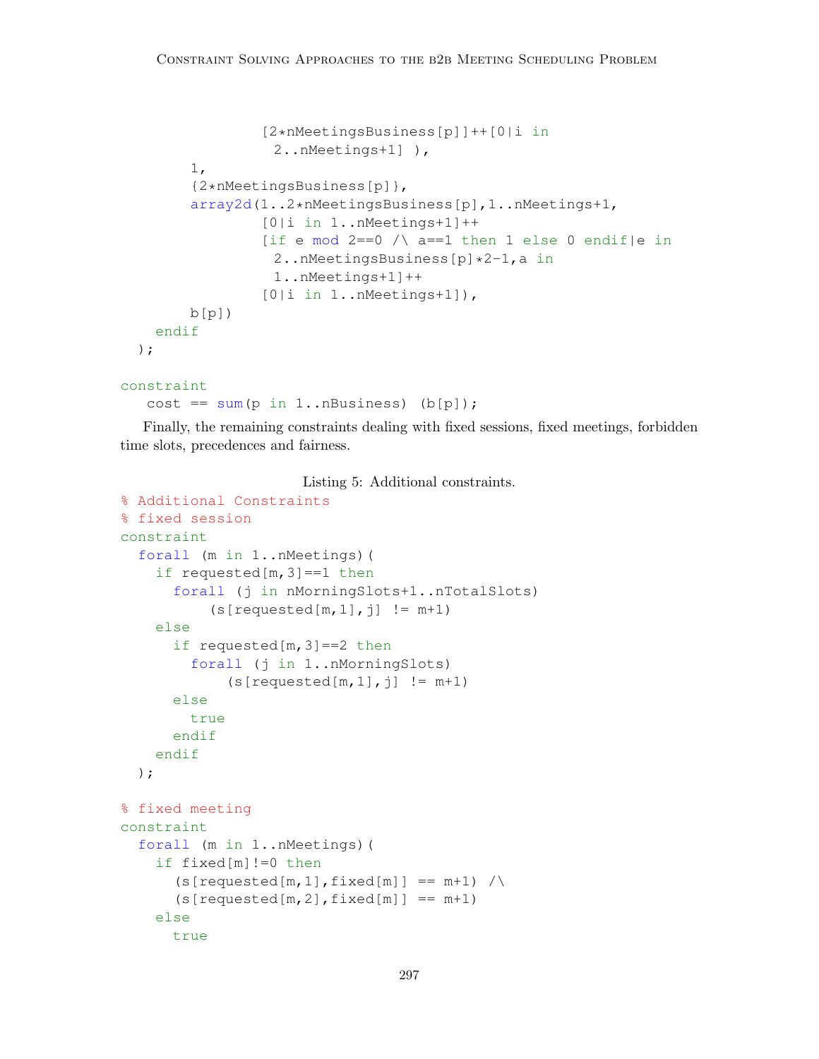```
                [2*nMeetingsBusiness[p]]++[0|i in
                 2..nMeetings+1] ),
        1,
        {2*nMeetingsBusiness[p]},
        array2d(1..2*nMeetingsBusiness[p],1..nMeetings+1,
                [0|i in 1..nMeetings+1]++
                [if e mod 2==0 /\ a==1 then 1 else 0 endif|e in
                 2..nMeetingsBusiness[p]*2-1,a in
                 1..nMeetings+1]++
                [0|i in 1..nMeetings+1]),
        b[p])
    endif
  );

constraint
   cost == sum(p in 1..nBusiness) (b[p]);
```

Finally, the remaining constraints dealing with fixed sessions, fixed meetings, forbidden time slots, precedences and fairness.

Listing 5: Additional constraints.

```
% Additional Constraints
% fixed session
constraint
  forall (m in 1..nMeetings)(
    if requested[m,3]==1 then
      forall (j in nMorningSlots+1..nTotalSlots)
          (s[requested[m,1],j] != m+1)
    else
      if requested[m,3]==2 then
        forall (j in 1..nMorningSlots)
            (s[requested[m,1],j] != m+1)
      else
        true
      endif
    endif
  );

% fixed meeting
constraint
  forall (m in 1..nMeetings)(
    if fixed[m]!=0 then
      (s[requested[m,1],fixed[m]] == m+1) /\
      (s[requested[m,2],fixed[m]] == m+1)
    else
      true
```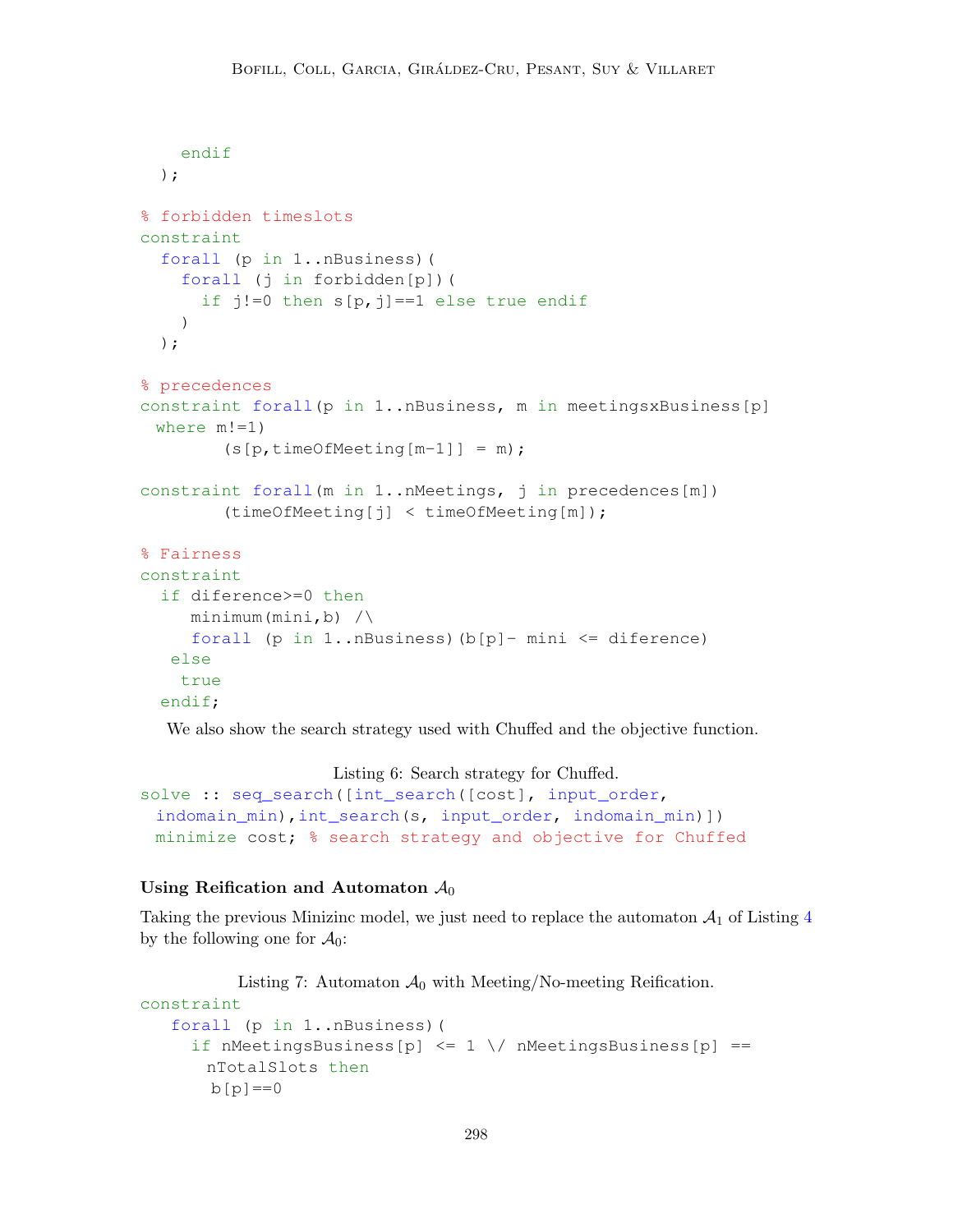```
    endif
  );

% forbidden timeslots
constraint
  forall (p in 1..nBusiness)(
    forall (j in forbidden[p])(
      if j!=0 then s[p,j]==1 else true endif
    )
  );

% precedences
constraint forall(p in 1..nBusiness, m in meetingsxBusiness[p]
 where m!=1)
        (s[p,timeOfMeeting[m-1]] = m);

constraint forall(m in 1..nMeetings, j in precedences[m])
        (timeOfMeeting[j] < timeOfMeeting[m]);

% Fairness
constraint
  if diference>=0 then
     minimum(mini,b) /\
     forall (p in 1..nBusiness)(b[p]- mini <= diference)
   else
    true
  endif;
```

We also show the search strategy used with Chuffed and the objective function.

Listing 6: Search strategy for Chuffed.

```
solve :: seq_search([int_search([cost], input_order,
 indomain_min),int_search(s, input_order, indomain_min)])
 minimize cost; % search strategy and objective for Chuffed
```

#### Using Reification and Automaton $\mathcal{A}_0$

Taking the previous Minizinc model, we just need to replace the automaton $\mathcal{A}_1$ of Listing 4 by the following one for $\mathcal{A}_0$:

Listing 7: Automaton $\mathcal{A}_0$ with Meeting/No-meeting Reification.

```
constraint
   forall (p in 1..nBusiness)(
     if nMeetingsBusiness[p] <= 1 \/ nMeetingsBusiness[p] ==
       nTotalSlots then
       b[p]==0
```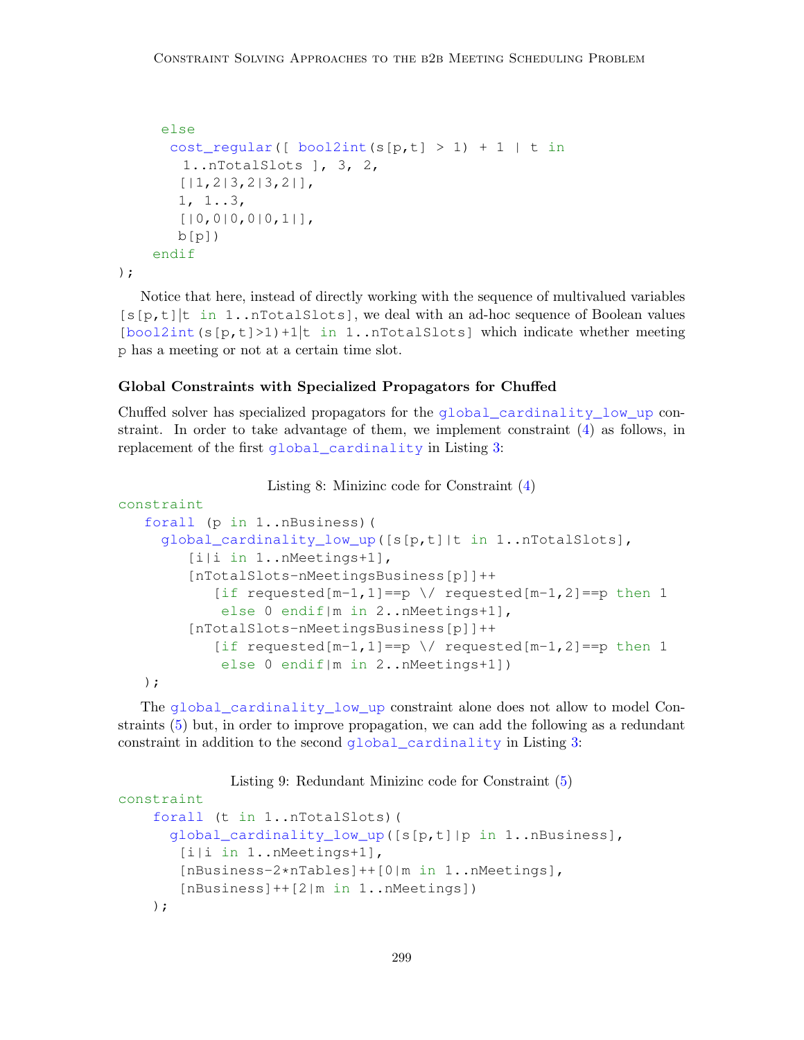```
      else
       cost_regular([ bool2int(s[p,t] > 1) + 1 | t in
         1..nTotalSlots ], 3, 2,
        [|1,2|3,2|3,2|],
        1, 1..3,
        [|0,0|0,0|0,1|],
        b[p])
    endif
);
```

Notice that here, instead of directly working with the sequence of multivalued variables `[s[p,t]|t in 1..nTotalSlots]`, we deal with an ad-hoc sequence of Boolean values `[bool2int(s[p,t]>1)+1|t in 1..nTotalSlots]` which indicate whether meeting `p` has a meeting or not at a certain time slot.

### Global Constraints with Specialized Propagators for Chuffed

Chuffed solver has specialized propagators for the `global_cardinality_low_up` constraint. In order to take advantage of them, we implement constraint (4) as follows, in replacement of the first `global_cardinality` in Listing 3:

Listing 8: Minizinc code for Constraint (4)

```
constraint
   forall (p in 1..nBusiness)(
     global_cardinality_low_up([s[p,t]|t in 1..nTotalSlots],
        [i|i in 1..nMeetings+1],
        [nTotalSlots-nMeetingsBusiness[p]]++
           [if requested[m-1,1]==p \/ requested[m-1,2]==p then 1
            else 0 endif|m in 2..nMeetings+1],
        [nTotalSlots-nMeetingsBusiness[p]]++
           [if requested[m-1,1]==p \/ requested[m-1,2]==p then 1
            else 0 endif|m in 2..nMeetings+1])
   );
```

The `global_cardinality_low_up` constraint alone does not allow to model Constraints (5) but, in order to improve propagation, we can add the following as a redundant constraint in addition to the second `global_cardinality` in Listing 3:

Listing 9: Redundant Minizinc code for Constraint (5)

```
constraint
    forall (t in 1..nTotalSlots)(
      global_cardinality_low_up([s[p,t]|p in 1..nBusiness],
       [i|i in 1..nMeetings+1],
       [nBusiness-2*nTables]++[0|m in 1..nMeetings],
       [nBusiness]++[2|m in 1..nMeetings])
    );
```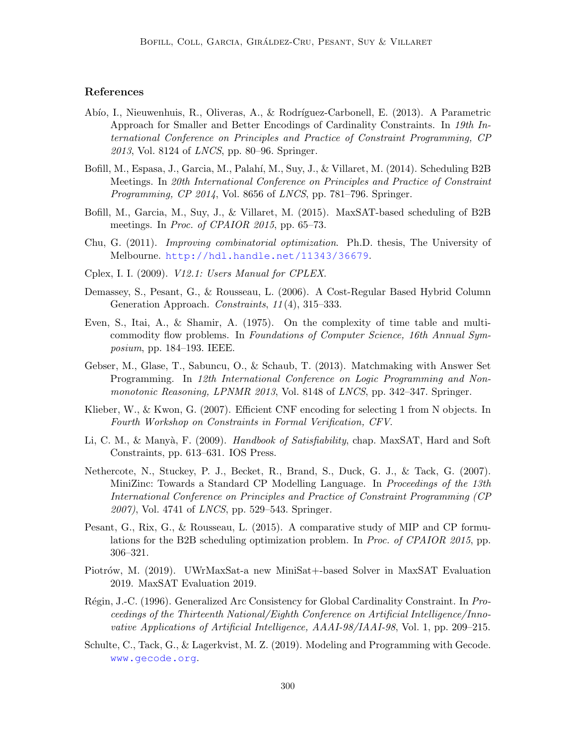## References

Abío, I., Nieuwenhuis, R., Oliveras, A., & Rodríguez-Carbonell, E. (2013). A Parametric Approach for Smaller and Better Encodings of Cardinality Constraints. In *19th International Conference on Principles and Practice of Constraint Programming, CP 2013*, Vol. 8124 of *LNCS*, pp. 80–96. Springer.

Bofill, M., Espasa, J., Garcia, M., Palahí, M., Suy, J., & Villaret, M. (2014). Scheduling B2B Meetings. In *20th International Conference on Principles and Practice of Constraint Programming, CP 2014*, Vol. 8656 of *LNCS*, pp. 781–796. Springer.

Bofill, M., Garcia, M., Suy, J., & Villaret, M. (2015). MaxSAT-based scheduling of B2B meetings. In *Proc. of CPAIOR 2015*, pp. 65–73.

Chu, G. (2011). *Improving combinatorial optimization*. Ph.D. thesis, The University of Melbourne. http://hdl.handle.net/11343/36679.

Cplex, I. I. (2009). *V12.1: Users Manual for CPLEX*.

Demassey, S., Pesant, G., & Rousseau, L. (2006). A Cost-Regular Based Hybrid Column Generation Approach. *Constraints*, *11*(4), 315–333.

Even, S., Itai, A., & Shamir, A. (1975). On the complexity of time table and multi-commodity flow problems. In *Foundations of Computer Science, 16th Annual Symposium*, pp. 184–193. IEEE.

Gebser, M., Glase, T., Sabuncu, O., & Schaub, T. (2013). Matchmaking with Answer Set Programming. In *12th International Conference on Logic Programming and Nonmonotonic Reasoning, LPNMR 2013*, Vol. 8148 of *LNCS*, pp. 342–347. Springer.

Klieber, W., & Kwon, G. (2007). Efficient CNF encoding for selecting 1 from N objects. In *Fourth Workshop on Constraints in Formal Verification, CFV*.

Li, C. M., & Manyà, F. (2009). *Handbook of Satisfiability*, chap. MaxSAT, Hard and Soft Constraints, pp. 613–631. IOS Press.

Nethercote, N., Stuckey, P. J., Becket, R., Brand, S., Duck, G. J., & Tack, G. (2007). MiniZinc: Towards a Standard CP Modelling Language. In *Proceedings of the 13th International Conference on Principles and Practice of Constraint Programming (CP 2007)*, Vol. 4741 of *LNCS*, pp. 529–543. Springer.

Pesant, G., Rix, G., & Rousseau, L. (2015). A comparative study of MIP and CP formulations for the B2B scheduling optimization problem. In *Proc. of CPAIOR 2015*, pp. 306–321.

Piotrów, M. (2019). UWrMaxSat-a new MiniSat+-based Solver in MaxSAT Evaluation 2019. MaxSAT Evaluation 2019.

Régin, J.-C. (1996). Generalized Arc Consistency for Global Cardinality Constraint. In *Proceedings of the Thirteenth National/Eighth Conference on Artificial Intelligence/Innovative Applications of Artificial Intelligence, AAAI-98/IAAI-98*, Vol. 1, pp. 209–215.

Schulte, C., Tack, G., & Lagerkvist, M. Z. (2019). Modeling and Programming with Gecode. www.gecode.org.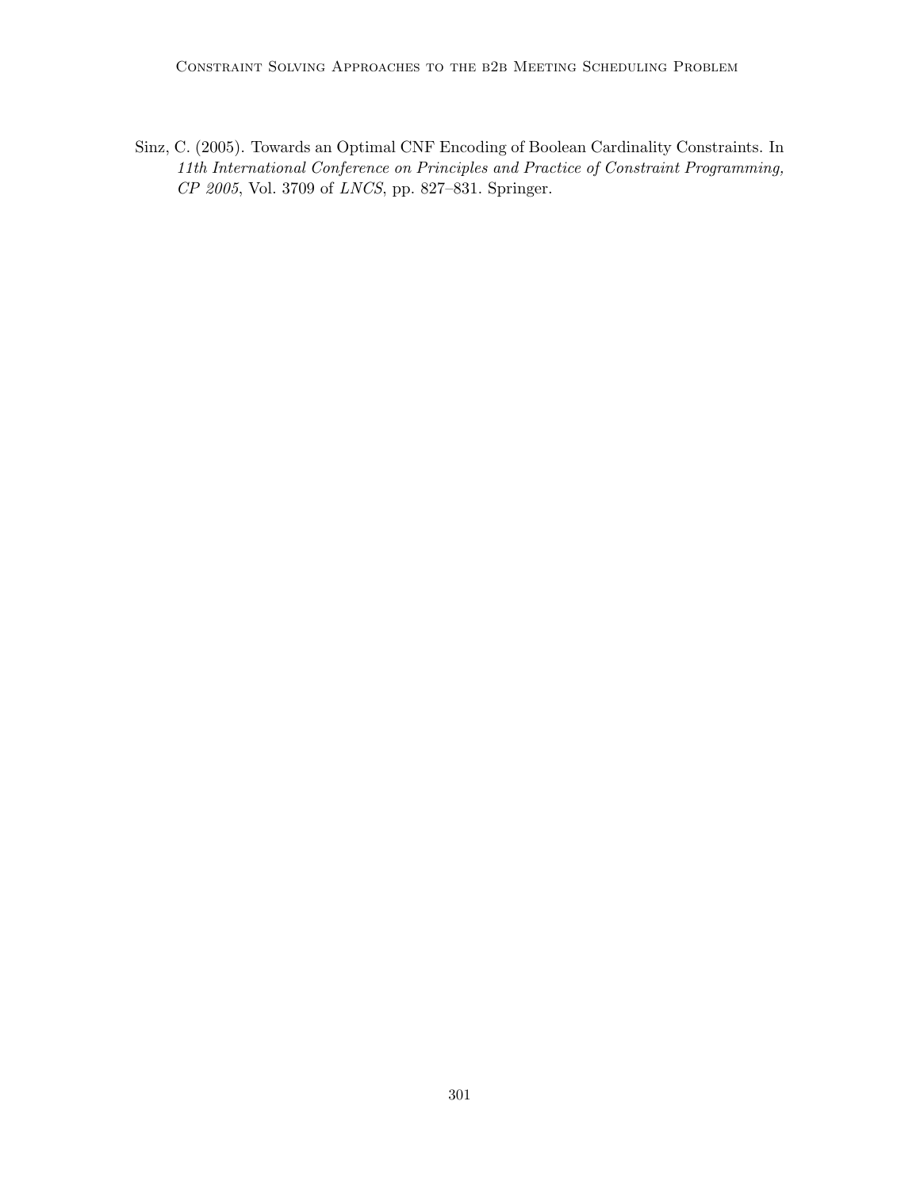Sinz, C. (2005). Towards an Optimal CNF Encoding of Boolean Cardinality Constraints. In *11th International Conference on Principles and Practice of Constraint Programming, CP 2005*, Vol. 3709 of *LNCS*, pp. 827–831. Springer.